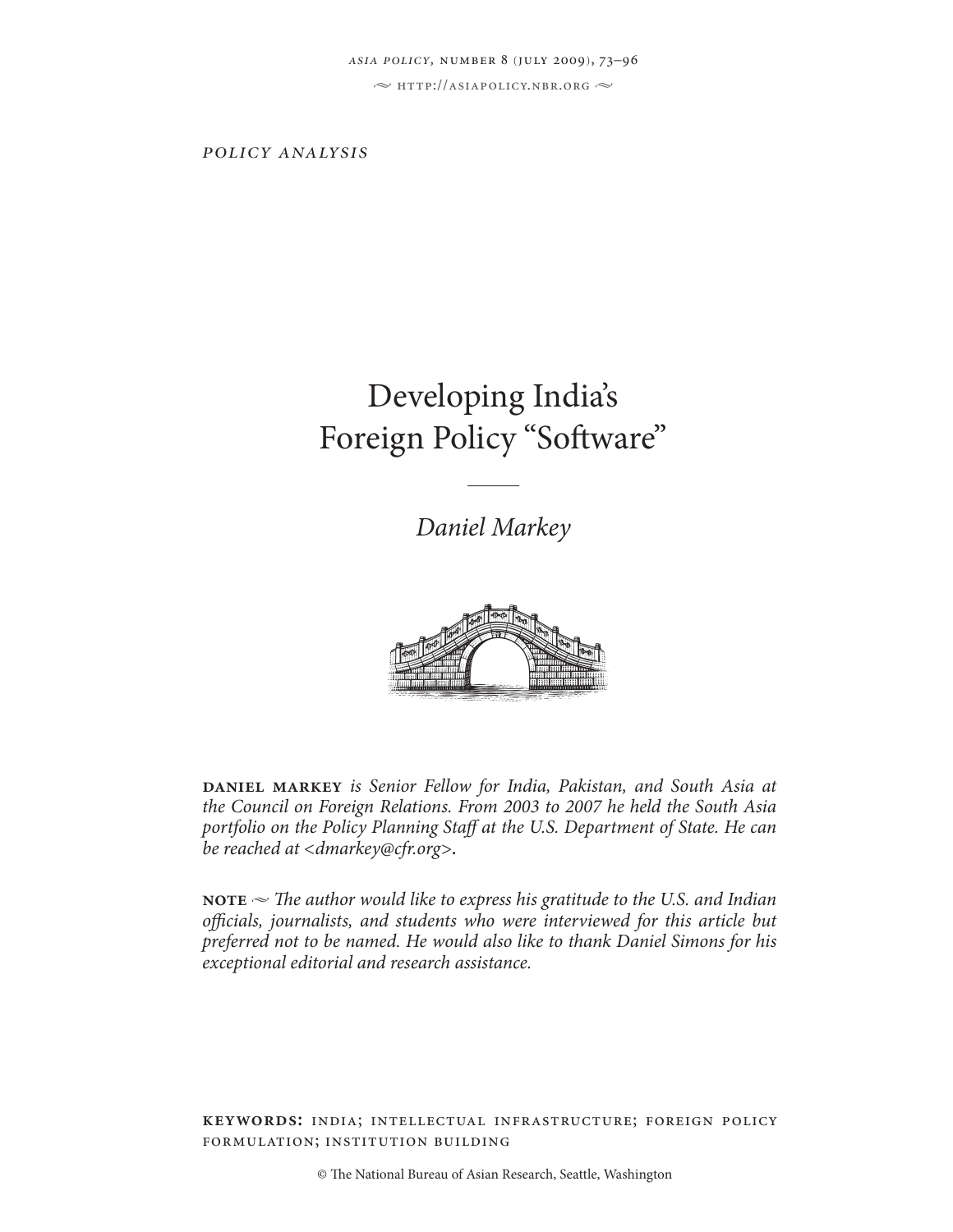*POLICY ANALYSIS*

# Developing India's Foreign Policy "Software"

*Daniel Markey*

**DANIEL MARKEY** *is Senior Fellow for India, Pakistan, and South Asia at the Council on Foreign Relations. From 2003 to 2007 he held the South Asia portfolio on the Policy Planning Staff at the U.S. Department of State. He can be reached at <dmarkey@cfr.org>.*

**NOTE** ~ *The author would like to express his gratitude to the U.S. and Indian officials, journalists, and students who were interviewed for this article but preferred not to be named. He would also like to thank Daniel Simons for his exceptional editorial and research assistance.*

**KEYWORDS:** INDIA; INTELLECTUAL INFRASTRUCTURE; FOREIGN POLICY FORMULATION; INSTITUTION BUILDING

© The National Bureau of Asian Research, Seattle, Washington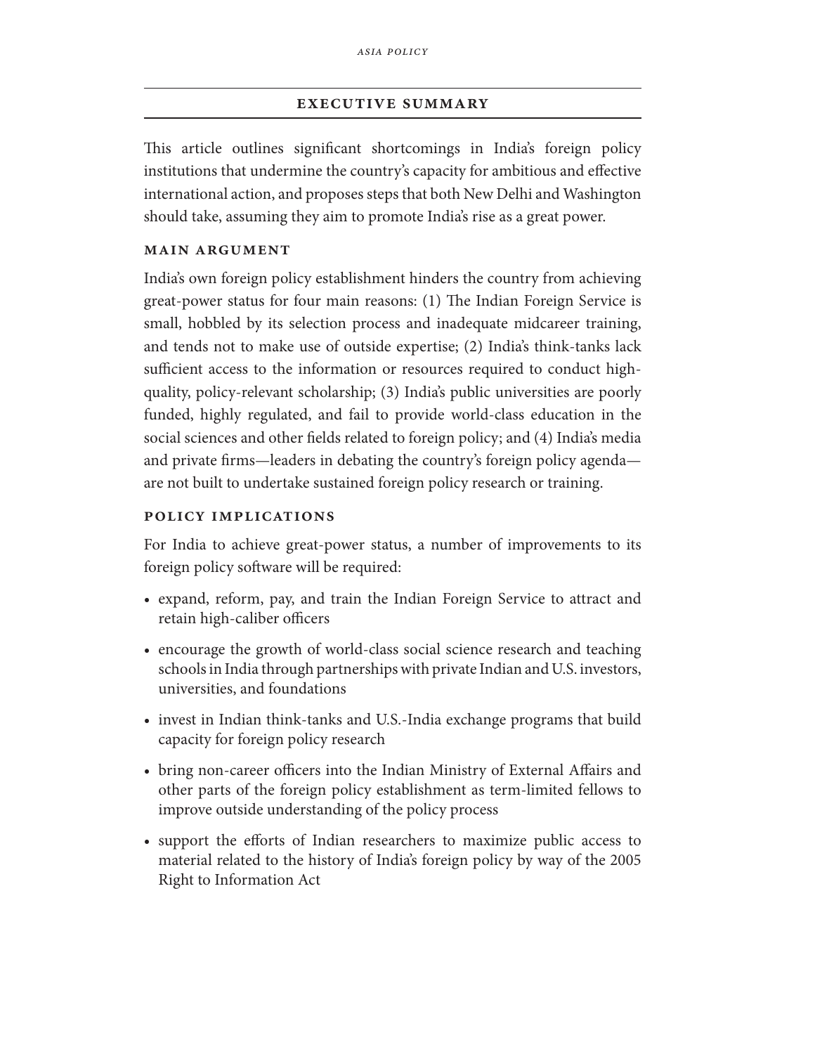## EXECUTIVE SUMMARY

This article outlines significant shortcomings in India's foreign policy institutions that undermine the country's capacity for ambitious and effective international action, and proposes steps that both New Delhi and Washington should take, assuming they aim to promote India's rise as a great power.

### MAIN ARGUMENT

India's own foreign policy establishment hinders the country from achieving great-power status for four main reasons: (1) The Indian Foreign Service is small, hobbled by its selection process and inadequate midcareer training, and tends not to make use of outside expertise; (2) India's think-tanks lack sufficient access to the information or resources required to conduct high-quality, policy-relevant scholarship; (3) India's public universities are poorly funded, highly regulated, and fail to provide world-class education in the social sciences and other fields related to foreign policy; and (4) India's media and private firms—leaders in debating the country's foreign policy agenda—are not built to undertake sustained foreign policy research or training.

### POLICY IMPLICATIONS

For India to achieve great-power status, a number of improvements to its foreign policy software will be required:

- expand, reform, pay, and train the Indian Foreign Service to attract and retain high-caliber officers
- encourage the growth of world-class social science research and teaching schools in India through partnerships with private Indian and U.S. investors, universities, and foundations
- invest in Indian think-tanks and U.S.-India exchange programs that build capacity for foreign policy research
- bring non-career officers into the Indian Ministry of External Affairs and other parts of the foreign policy establishment as term-limited fellows to improve outside understanding of the policy process
- support the efforts of Indian researchers to maximize public access to material related to the history of India's foreign policy by way of the 2005 Right to Information Act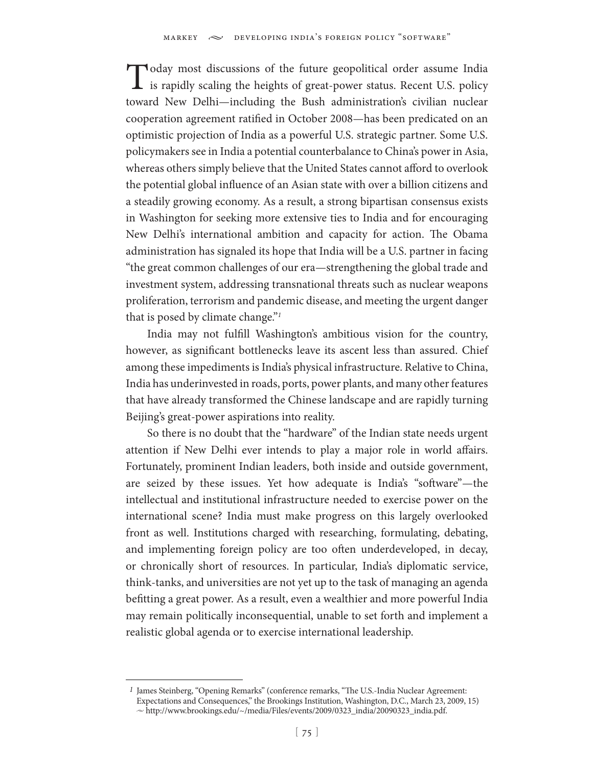Today most discussions of the future geopolitical order assume India is rapidly scaling the heights of great-power status. Recent U.S. policy toward New Delhi—including the Bush administration's civilian nuclear cooperation agreement ratified in October 2008—has been predicated on an optimistic projection of India as a powerful U.S. strategic partner. Some U.S. policymakers see in India a potential counterbalance to China's power in Asia, whereas others simply believe that the United States cannot afford to overlook the potential global influence of an Asian state with over a billion citizens and a steadily growing economy. As a result, a strong bipartisan consensus exists in Washington for seeking more extensive ties to India and for encouraging New Delhi's international ambition and capacity for action. The Obama administration has signaled its hope that India will be a U.S. partner in facing "the great common challenges of our era—strengthening the global trade and investment system, addressing transnational threats such as nuclear weapons proliferation, terrorism and pandemic disease, and meeting the urgent danger that is posed by climate change."[1]

India may not fulfill Washington's ambitious vision for the country, however, as significant bottlenecks leave its ascent less than assured. Chief among these impediments is India's physical infrastructure. Relative to China, India has underinvested in roads, ports, power plants, and many other features that have already transformed the Chinese landscape and are rapidly turning Beijing's great-power aspirations into reality.

So there is no doubt that the "hardware" of the Indian state needs urgent attention if New Delhi ever intends to play a major role in world affairs. Fortunately, prominent Indian leaders, both inside and outside government, are seized by these issues. Yet how adequate is India's "software"—the intellectual and institutional infrastructure needed to exercise power on the international scene? India must make progress on this largely overlooked front as well. Institutions charged with researching, formulating, debating, and implementing foreign policy are too often underdeveloped, in decay, or chronically short of resources. In particular, India's diplomatic service, think-tanks, and universities are not yet up to the task of managing an agenda befitting a great power. As a result, even a wealthier and more powerful India may remain politically inconsequential, unable to set forth and implement a realistic global agenda or to exercise international leadership.

---

[1] James Steinberg, "Opening Remarks" (conference remarks, "The U.S.-India Nuclear Agreement: Expectations and Consequences," the Brookings Institution, Washington, D.C., March 23, 2009, 15) ~ http://www.brookings.edu/~/media/Files/events/2009/0323_india/20090323_india.pdf.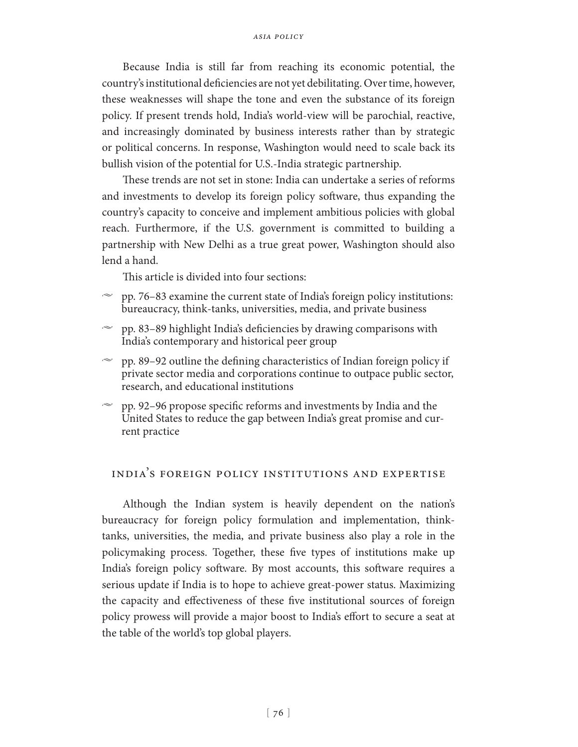Because India is still far from reaching its economic potential, the country's institutional deficiencies are not yet debilitating. Over time, however, these weaknesses will shape the tone and even the substance of its foreign policy. If present trends hold, India's world-view will be parochial, reactive, and increasingly dominated by business interests rather than by strategic or political concerns. In response, Washington would need to scale back its bullish vision of the potential for U.S.-India strategic partnership.

These trends are not set in stone: India can undertake a series of reforms and investments to develop its foreign policy software, thus expanding the country's capacity to conceive and implement ambitious policies with global reach. Furthermore, if the U.S. government is committed to building a partnership with New Delhi as a true great power, Washington should also lend a hand.

This article is divided into four sections:

- pp. 76–83 examine the current state of India's foreign policy institutions: bureaucracy, think-tanks, universities, media, and private business
- pp. 83–89 highlight India's deficiencies by drawing comparisons with India's contemporary and historical peer group
- pp. 89–92 outline the defining characteristics of Indian foreign policy if private sector media and corporations continue to outpace public sector, research, and educational institutions
- pp. 92–96 propose specific reforms and investments by India and the United States to reduce the gap between India's great promise and current practice

## India's Foreign Policy Institutions and Expertise

Although the Indian system is heavily dependent on the nation's bureaucracy for foreign policy formulation and implementation, think-tanks, universities, the media, and private business also play a role in the policymaking process. Together, these five types of institutions make up India's foreign policy software. By most accounts, this software requires a serious update if India is to hope to achieve great-power status. Maximizing the capacity and effectiveness of these five institutional sources of foreign policy prowess will provide a major boost to India's effort to secure a seat at the table of the world's top global players.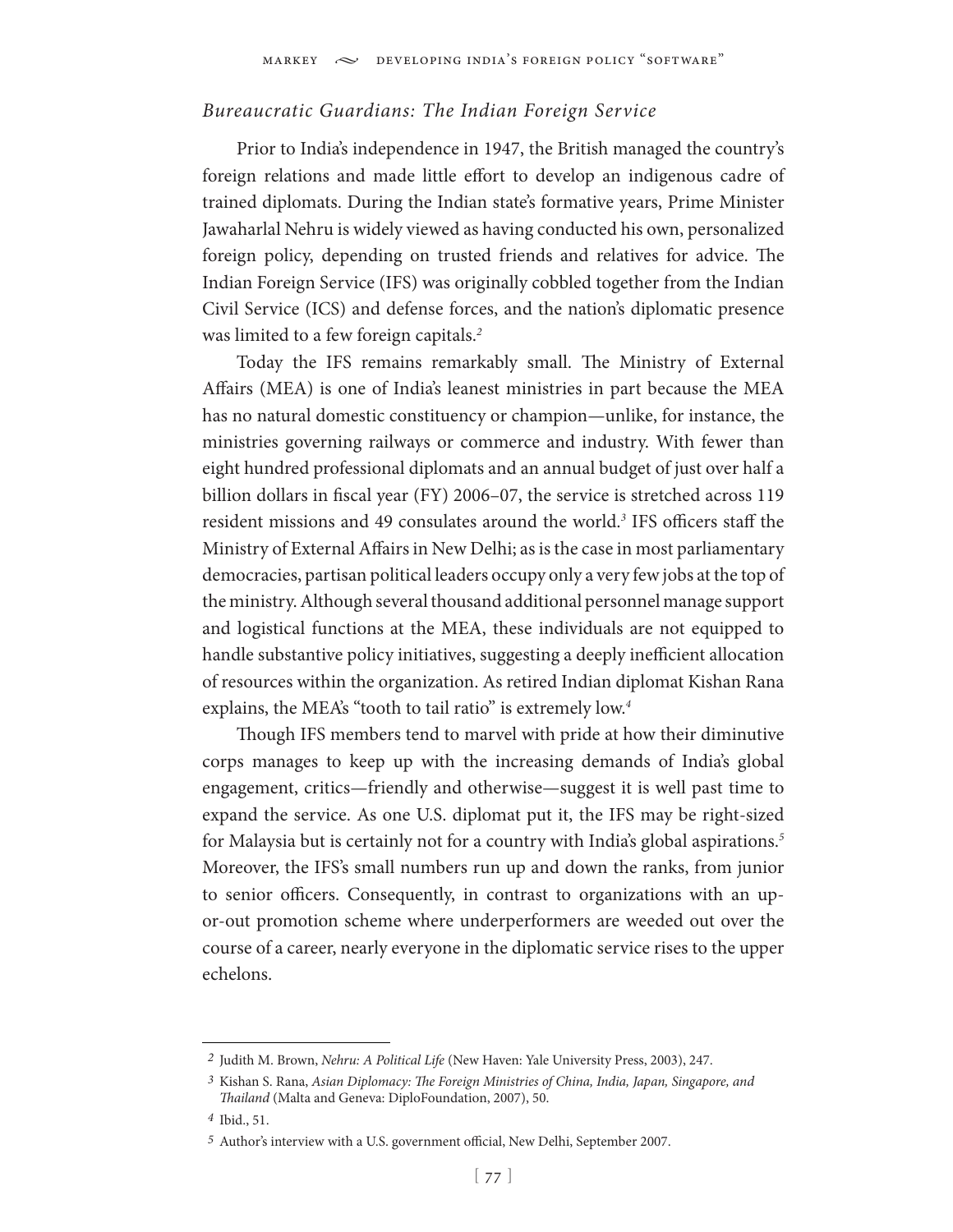### *Bureaucratic Guardians: The Indian Foreign Service*

Prior to India's independence in 1947, the British managed the country's foreign relations and made little effort to develop an indigenous cadre of trained diplomats. During the Indian state's formative years, Prime Minister Jawaharlal Nehru is widely viewed as having conducted his own, personalized foreign policy, depending on trusted friends and relatives for advice. The Indian Foreign Service (IFS) was originally cobbled together from the Indian Civil Service (ICS) and defense forces, and the nation's diplomatic presence was limited to a few foreign capitals.[2]

Today the IFS remains remarkably small. The Ministry of External Affairs (MEA) is one of India's leanest ministries in part because the MEA has no natural domestic constituency or champion—unlike, for instance, the ministries governing railways or commerce and industry. With fewer than eight hundred professional diplomats and an annual budget of just over half a billion dollars in fiscal year (FY) 2006–07, the service is stretched across 119 resident missions and 49 consulates around the world.[3] IFS officers staff the Ministry of External Affairs in New Delhi; as is the case in most parliamentary democracies, partisan political leaders occupy only a very few jobs at the top of the ministry. Although several thousand additional personnel manage support and logistical functions at the MEA, these individuals are not equipped to handle substantive policy initiatives, suggesting a deeply inefficient allocation of resources within the organization. As retired Indian diplomat Kishan Rana explains, the MEA's "tooth to tail ratio" is extremely low.[4]

Though IFS members tend to marvel with pride at how their diminutive corps manages to keep up with the increasing demands of India's global engagement, critics—friendly and otherwise—suggest it is well past time to expand the service. As one U.S. diplomat put it, the IFS may be right-sized for Malaysia but is certainly not for a country with India's global aspirations.[5] Moreover, the IFS's small numbers run up and down the ranks, from junior to senior officers. Consequently, in contrast to organizations with an up-or-out promotion scheme where underperformers are weeded out over the course of a career, nearly everyone in the diplomatic service rises to the upper echelons.

---

2 Judith M. Brown, *Nehru: A Political Life* (New Haven: Yale University Press, 2003), 247.

3 Kishan S. Rana, *Asian Diplomacy: The Foreign Ministries of China, India, Japan, Singapore, and Thailand* (Malta and Geneva: DiploFoundation, 2007), 50.

4 Ibid., 51.

5 Author's interview with a U.S. government official, New Delhi, September 2007.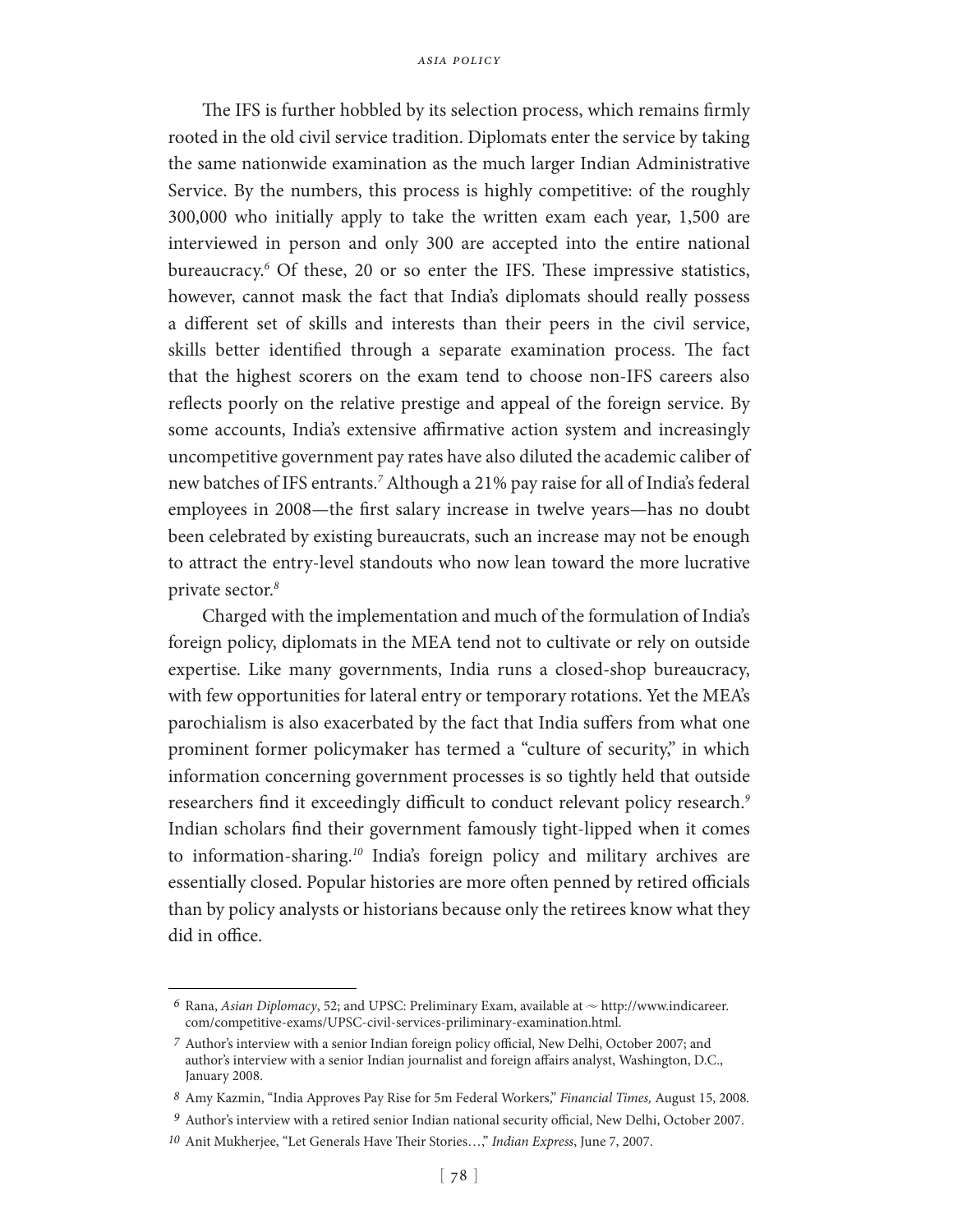The IFS is further hobbled by its selection process, which remains firmly rooted in the old civil service tradition. Diplomats enter the service by taking the same nationwide examination as the much larger Indian Administrative Service. By the numbers, this process is highly competitive: of the roughly 300,000 who initially apply to take the written exam each year, 1,500 are interviewed in person and only 300 are accepted into the entire national bureaucracy.[6] Of these, 20 or so enter the IFS. These impressive statistics, however, cannot mask the fact that India's diplomats should really possess a different set of skills and interests than their peers in the civil service, skills better identified through a separate examination process. The fact that the highest scorers on the exam tend to choose non-IFS careers also reflects poorly on the relative prestige and appeal of the foreign service. By some accounts, India's extensive affirmative action system and increasingly uncompetitive government pay rates have also diluted the academic caliber of new batches of IFS entrants.[7] Although a 21% pay raise for all of India's federal employees in 2008—the first salary increase in twelve years—has no doubt been celebrated by existing bureaucrats, such an increase may not be enough to attract the entry-level standouts who now lean toward the more lucrative private sector.[8]

Charged with the implementation and much of the formulation of India's foreign policy, diplomats in the MEA tend not to cultivate or rely on outside expertise. Like many governments, India runs a closed-shop bureaucracy, with few opportunities for lateral entry or temporary rotations. Yet the MEA's parochialism is also exacerbated by the fact that India suffers from what one prominent former policymaker has termed a "culture of security," in which information concerning government processes is so tightly held that outside researchers find it exceedingly difficult to conduct relevant policy research.[9] Indian scholars find their government famously tight-lipped when it comes to information-sharing.[10] India's foreign policy and military archives are essentially closed. Popular histories are more often penned by retired officials than by policy analysts or historians because only the retirees know what they did in office.

---

6 Rana, *Asian Diplomacy*, 52; and UPSC: Preliminary Exam, available at ~ http://www.indicareer.com/competitive-exams/UPSC-civil-services-priliminary-examination.html.

7 Author's interview with a senior Indian foreign policy official, New Delhi, October 2007; and author's interview with a senior Indian journalist and foreign affairs analyst, Washington, D.C., January 2008.

8 Amy Kazmin, "India Approves Pay Rise for 5m Federal Workers," *Financial Times,* August 15, 2008.

9 Author's interview with a retired senior Indian national security official, New Delhi, October 2007.

10 Anit Mukherjee, "Let Generals Have Their Stories…," *Indian Express*, June 7, 2007.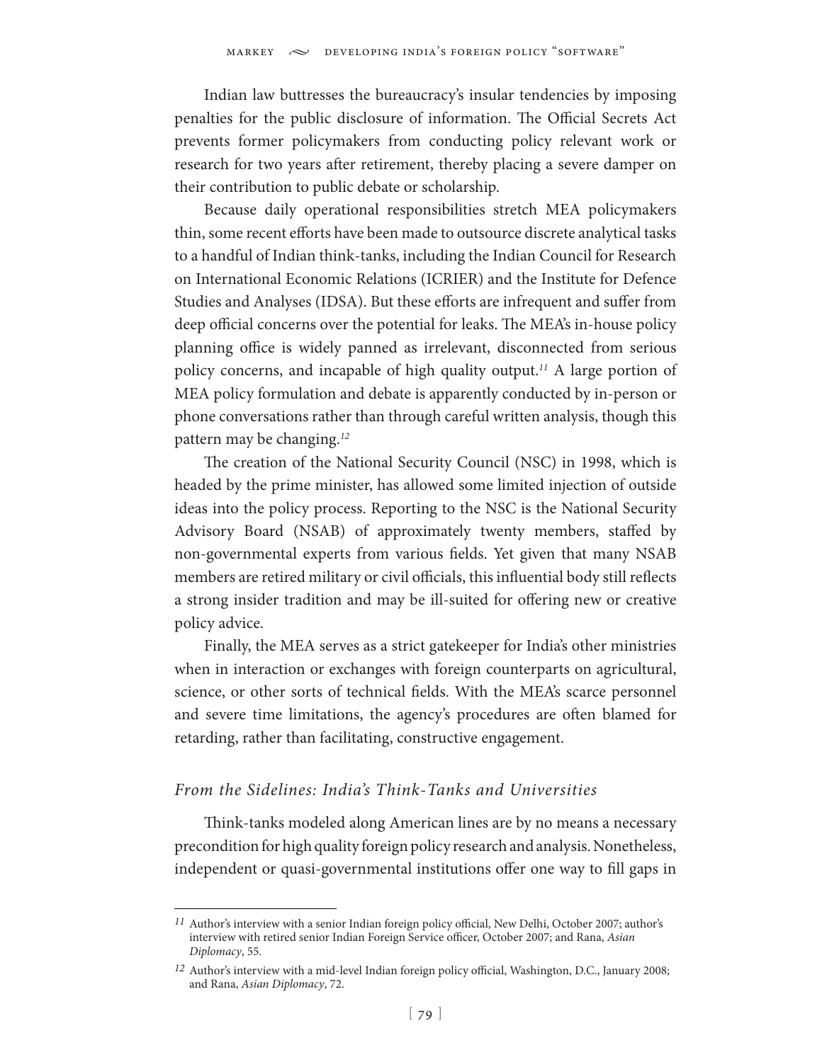Indian law buttresses the bureaucracy's insular tendencies by imposing penalties for the public disclosure of information. The Official Secrets Act prevents former policymakers from conducting policy relevant work or research for two years after retirement, thereby placing a severe damper on their contribution to public debate or scholarship.

Because daily operational responsibilities stretch MEA policymakers thin, some recent efforts have been made to outsource discrete analytical tasks to a handful of Indian think-tanks, including the Indian Council for Research on International Economic Relations (ICRIER) and the Institute for Defence Studies and Analyses (IDSA). But these efforts are infrequent and suffer from deep official concerns over the potential for leaks. The MEA's in-house policy planning office is widely panned as irrelevant, disconnected from serious policy concerns, and incapable of high quality output.[11] A large portion of MEA policy formulation and debate is apparently conducted by in-person or phone conversations rather than through careful written analysis, though this pattern may be changing.[12]

The creation of the National Security Council (NSC) in 1998, which is headed by the prime minister, has allowed some limited injection of outside ideas into the policy process. Reporting to the NSC is the National Security Advisory Board (NSAB) of approximately twenty members, staffed by non-governmental experts from various fields. Yet given that many NSAB members are retired military or civil officials, this influential body still reflects a strong insider tradition and may be ill-suited for offering new or creative policy advice.

Finally, the MEA serves as a strict gatekeeper for India's other ministries when in interaction or exchanges with foreign counterparts on agricultural, science, or other sorts of technical fields. With the MEA's scarce personnel and severe time limitations, the agency's procedures are often blamed for retarding, rather than facilitating, constructive engagement.

### *From the Sidelines: India's Think-Tanks and Universities*

Think-tanks modeled along American lines are by no means a necessary precondition for high quality foreign policy research and analysis. Nonetheless, independent or quasi-governmental institutions offer one way to fill gaps in

---

[11] Author's interview with a senior Indian foreign policy official, New Delhi, October 2007; author's interview with retired senior Indian Foreign Service officer, October 2007; and Rana, *Asian Diplomacy*, 55.

[12] Author's interview with a mid-level Indian foreign policy official, Washington, D.C., January 2008; and Rana, *Asian Diplomacy*, 72.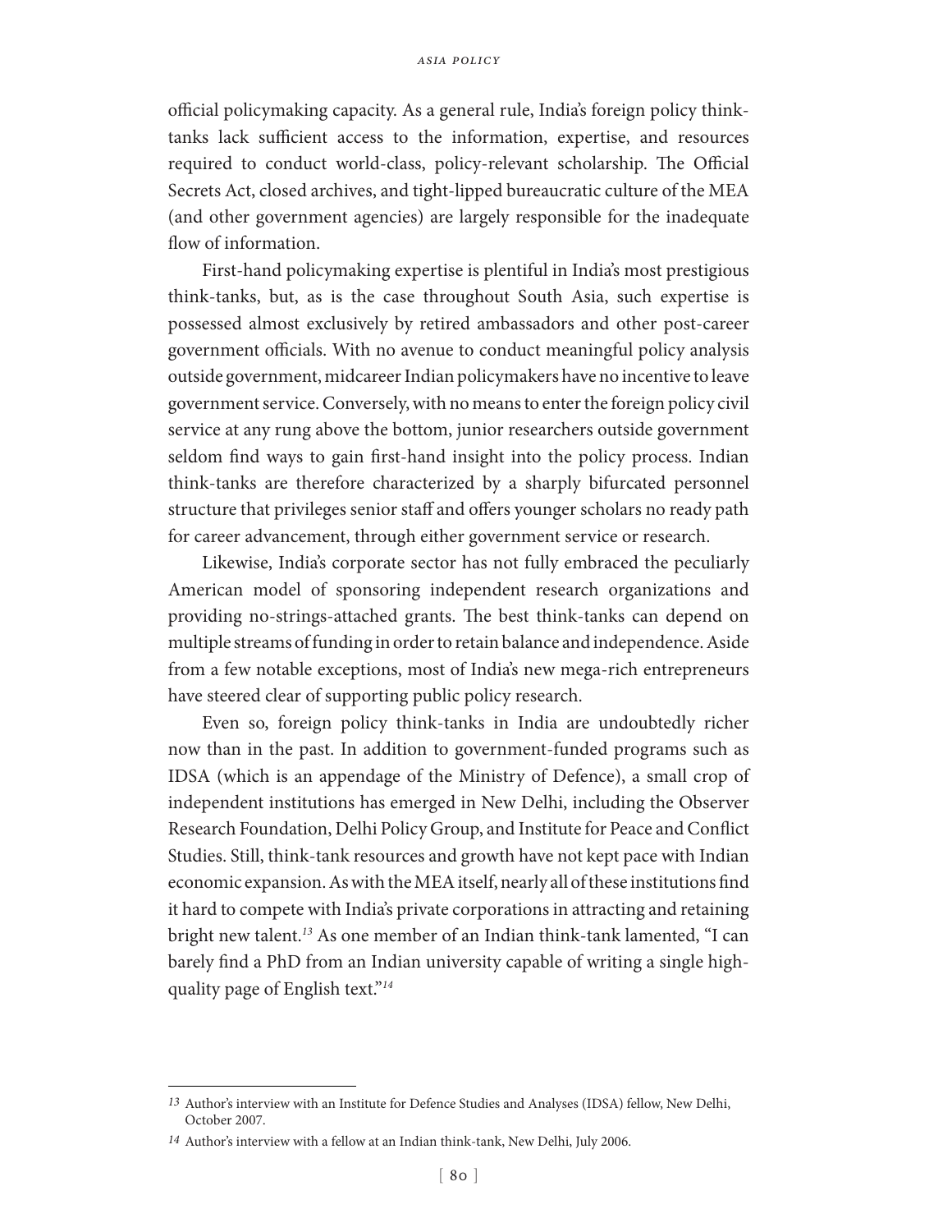official policymaking capacity. As a general rule, India's foreign policy think-tanks lack sufficient access to the information, expertise, and resources required to conduct world-class, policy-relevant scholarship. The Official Secrets Act, closed archives, and tight-lipped bureaucratic culture of the MEA (and other government agencies) are largely responsible for the inadequate flow of information.

First-hand policymaking expertise is plentiful in India's most prestigious think-tanks, but, as is the case throughout South Asia, such expertise is possessed almost exclusively by retired ambassadors and other post-career government officials. With no avenue to conduct meaningful policy analysis outside government, midcareer Indian policymakers have no incentive to leave government service. Conversely, with no means to enter the foreign policy civil service at any rung above the bottom, junior researchers outside government seldom find ways to gain first-hand insight into the policy process. Indian think-tanks are therefore characterized by a sharply bifurcated personnel structure that privileges senior staff and offers younger scholars no ready path for career advancement, through either government service or research.

Likewise, India's corporate sector has not fully embraced the peculiarly American model of sponsoring independent research organizations and providing no-strings-attached grants. The best think-tanks can depend on multiple streams of funding in order to retain balance and independence. Aside from a few notable exceptions, most of India's new mega-rich entrepreneurs have steered clear of supporting public policy research.

Even so, foreign policy think-tanks in India are undoubtedly richer now than in the past. In addition to government-funded programs such as IDSA (which is an appendage of the Ministry of Defence), a small crop of independent institutions has emerged in New Delhi, including the Observer Research Foundation, Delhi Policy Group, and Institute for Peace and Conflict Studies. Still, think-tank resources and growth have not kept pace with Indian economic expansion. As with the MEA itself, nearly all of these institutions find it hard to compete with India's private corporations in attracting and retaining bright new talent.[13] As one member of an Indian think-tank lamented, "I can barely find a PhD from an Indian university capable of writing a single high-quality page of English text."[14]

---

[13] Author's interview with an Institute for Defence Studies and Analyses (IDSA) fellow, New Delhi, October 2007.

[14] Author's interview with a fellow at an Indian think-tank, New Delhi, July 2006.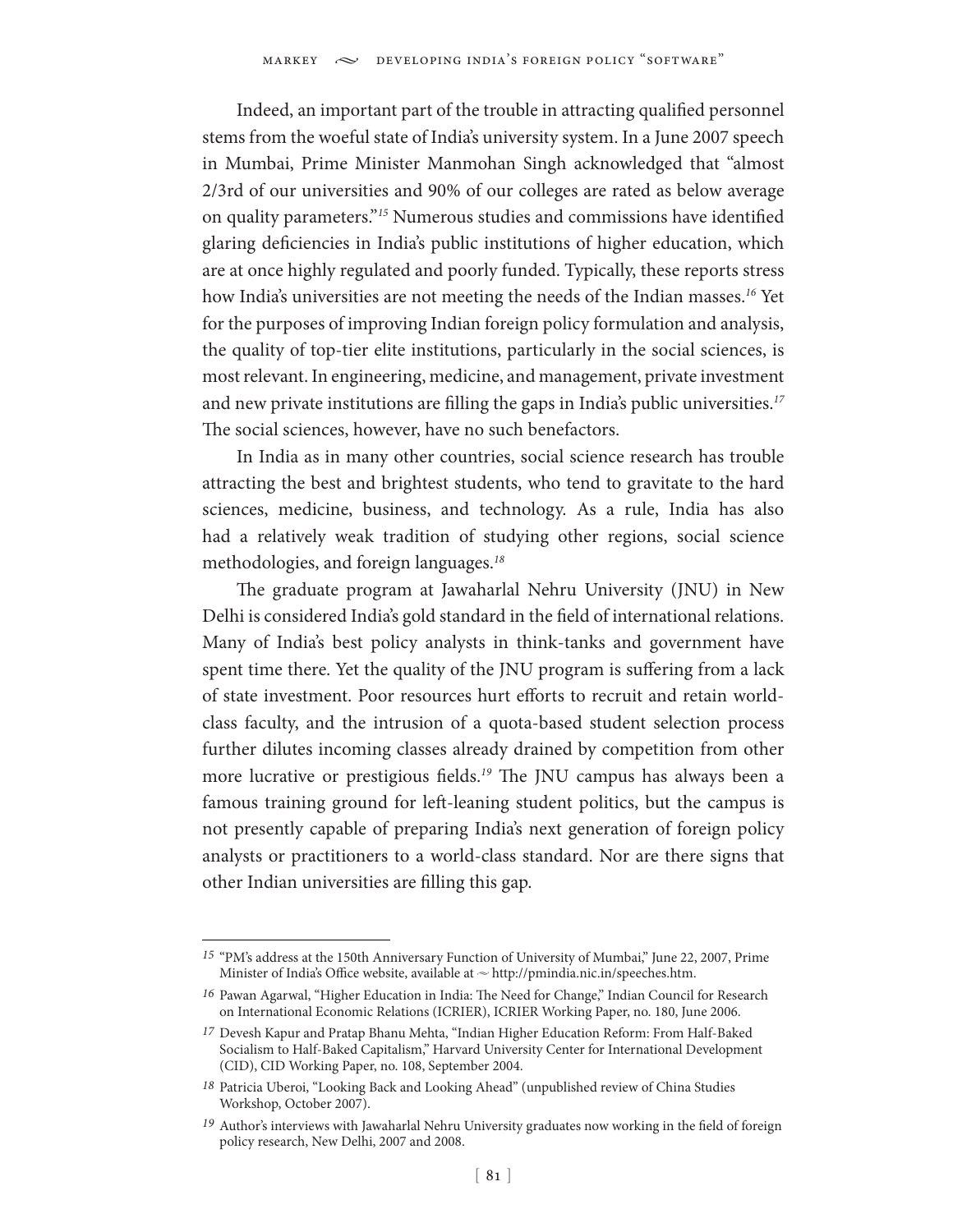Indeed, an important part of the trouble in attracting qualified personnel stems from the woeful state of India's university system. In a June 2007 speech in Mumbai, Prime Minister Manmohan Singh acknowledged that "almost 2/3rd of our universities and 90% of our colleges are rated as below average on quality parameters."[15] Numerous studies and commissions have identified glaring deficiencies in India's public institutions of higher education, which are at once highly regulated and poorly funded. Typically, these reports stress how India's universities are not meeting the needs of the Indian masses.[16] Yet for the purposes of improving Indian foreign policy formulation and analysis, the quality of top-tier elite institutions, particularly in the social sciences, is most relevant. In engineering, medicine, and management, private investment and new private institutions are filling the gaps in India's public universities.[17] The social sciences, however, have no such benefactors.

In India as in many other countries, social science research has trouble attracting the best and brightest students, who tend to gravitate to the hard sciences, medicine, business, and technology. As a rule, India has also had a relatively weak tradition of studying other regions, social science methodologies, and foreign languages.[18]

The graduate program at Jawaharlal Nehru University (JNU) in New Delhi is considered India's gold standard in the field of international relations. Many of India's best policy analysts in think-tanks and government have spent time there. Yet the quality of the JNU program is suffering from a lack of state investment. Poor resources hurt efforts to recruit and retain world-class faculty, and the intrusion of a quota-based student selection process further dilutes incoming classes already drained by competition from other more lucrative or prestigious fields.[19] The JNU campus has always been a famous training ground for left-leaning student politics, but the campus is not presently capable of preparing India's next generation of foreign policy analysts or practitioners to a world-class standard. Nor are there signs that other Indian universities are filling this gap.

---

15 "PM's address at the 150th Anniversary Function of University of Mumbai," June 22, 2007, Prime Minister of India's Office website, available at ~ http://pmindia.nic.in/speeches.htm.

16 Pawan Agarwal, "Higher Education in India: The Need for Change," Indian Council for Research on International Economic Relations (ICRIER), ICRIER Working Paper, no. 180, June 2006.

17 Devesh Kapur and Pratap Bhanu Mehta, "Indian Higher Education Reform: From Half-Baked Socialism to Half-Baked Capitalism," Harvard University Center for International Development (CID), CID Working Paper, no. 108, September 2004.

18 Patricia Uberoi, "Looking Back and Looking Ahead" (unpublished review of China Studies Workshop, October 2007).

19 Author's interviews with Jawaharlal Nehru University graduates now working in the field of foreign policy research, New Delhi, 2007 and 2008.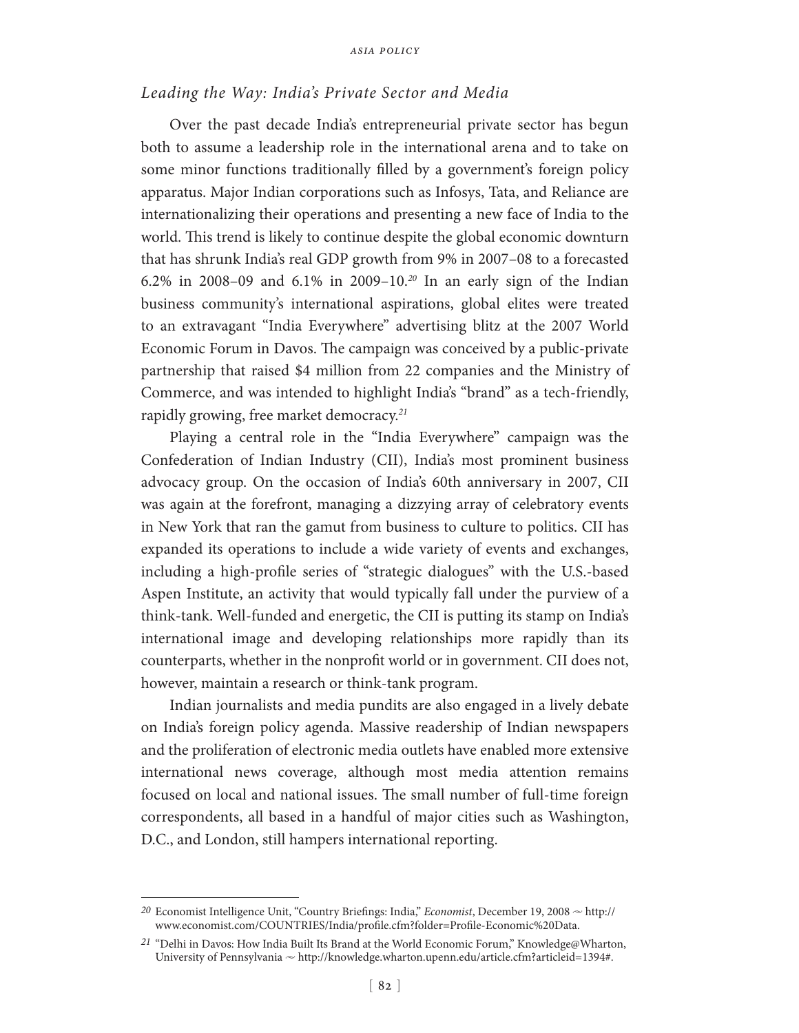### *Leading the Way: India's Private Sector and Media*

Over the past decade India's entrepreneurial private sector has begun both to assume a leadership role in the international arena and to take on some minor functions traditionally filled by a government's foreign policy apparatus. Major Indian corporations such as Infosys, Tata, and Reliance are internationalizing their operations and presenting a new face of India to the world. This trend is likely to continue despite the global economic downturn that has shrunk India's real GDP growth from 9% in 2007–08 to a forecasted 6.2% in 2008–09 and 6.1% in 2009–10.[20] In an early sign of the Indian business community's international aspirations, global elites were treated to an extravagant "India Everywhere" advertising blitz at the 2007 World Economic Forum in Davos. The campaign was conceived by a public-private partnership that raised $4 million from 22 companies and the Ministry of Commerce, and was intended to highlight India's "brand" as a tech-friendly, rapidly growing, free market democracy.[21]

Playing a central role in the "India Everywhere" campaign was the Confederation of Indian Industry (CII), India's most prominent business advocacy group. On the occasion of India's 60th anniversary in 2007, CII was again at the forefront, managing a dizzying array of celebratory events in New York that ran the gamut from business to culture to politics. CII has expanded its operations to include a wide variety of events and exchanges, including a high-profile series of "strategic dialogues" with the U.S.-based Aspen Institute, an activity that would typically fall under the purview of a think-tank. Well-funded and energetic, the CII is putting its stamp on India's international image and developing relationships more rapidly than its counterparts, whether in the nonprofit world or in government. CII does not, however, maintain a research or think-tank program.

Indian journalists and media pundits are also engaged in a lively debate on India's foreign policy agenda. Massive readership of Indian newspapers and the proliferation of electronic media outlets have enabled more extensive international news coverage, although most media attention remains focused on local and national issues. The small number of full-time foreign correspondents, all based in a handful of major cities such as Washington, D.C., and London, still hampers international reporting.

---

[20] Economist Intelligence Unit, "Country Briefings: India," *Economist*, December 19, 2008 ~ http://www.economist.com/COUNTRIES/India/profile.cfm?folder=Profile-Economic%20Data.

[21] "Delhi in Davos: How India Built Its Brand at the World Economic Forum," Knowledge@Wharton, University of Pennsylvania ~ http://knowledge.wharton.upenn.edu/article.cfm?articleid=1394#.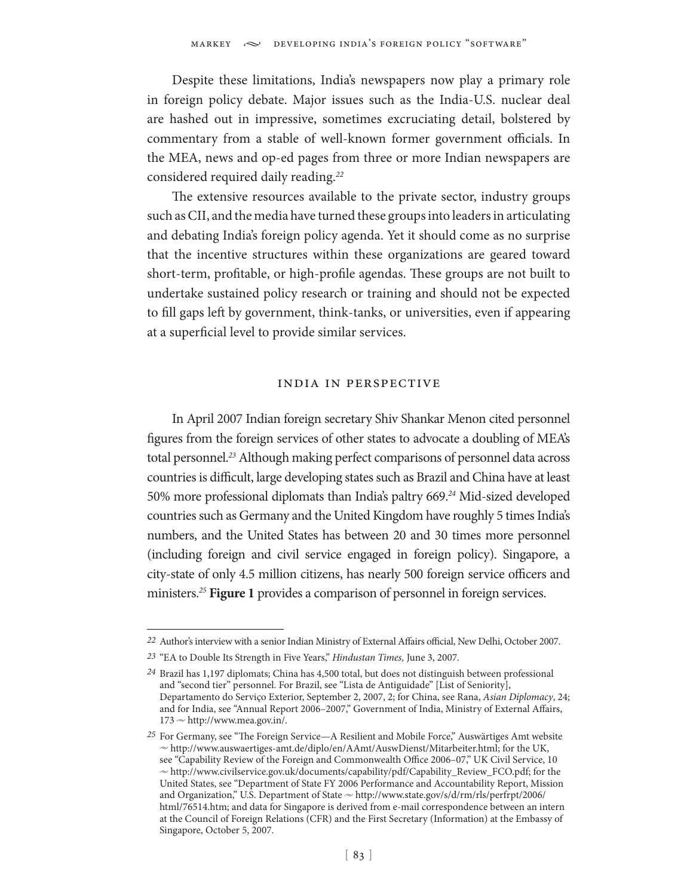Despite these limitations, India's newspapers now play a primary role in foreign policy debate. Major issues such as the India-U.S. nuclear deal are hashed out in impressive, sometimes excruciating detail, bolstered by commentary from a stable of well-known former government officials. In the MEA, news and op-ed pages from three or more Indian newspapers are considered required daily reading.[22]

The extensive resources available to the private sector, industry groups such as CII, and the media have turned these groups into leaders in articulating and debating India's foreign policy agenda. Yet it should come as no surprise that the incentive structures within these organizations are geared toward short-term, profitable, or high-profile agendas. These groups are not built to undertake sustained policy research or training and should not be expected to fill gaps left by government, think-tanks, or universities, even if appearing at a superficial level to provide similar services.

## India in Perspective

In April 2007 Indian foreign secretary Shiv Shankar Menon cited personnel figures from the foreign services of other states to advocate a doubling of MEA's total personnel.[23] Although making perfect comparisons of personnel data across countries is difficult, large developing states such as Brazil and China have at least 50% more professional diplomats than India's paltry 669.[24] Mid-sized developed countries such as Germany and the United Kingdom have roughly 5 times India's numbers, and the United States has between 20 and 30 times more personnel (including foreign and civil service engaged in foreign policy). Singapore, a city-state of only 4.5 million citizens, has nearly 500 foreign service officers and ministers.[25] **Figure 1** provides a comparison of personnel in foreign services.

---

22 Author's interview with a senior Indian Ministry of External Affairs official, New Delhi, October 2007.

23 "EA to Double Its Strength in Five Years," *Hindustan Times,* June 3, 2007.

24 Brazil has 1,197 diplomats; China has 4,500 total, but does not distinguish between professional and "second tier" personnel. For Brazil, see "Lista de Antiguidade" [List of Seniority], Departamento do Serviço Exterior, September 2, 2007, 2; for China, see Rana, *Asian Diplomacy*, 24; and for India, see "Annual Report 2006–2007," Government of India, Ministry of External Affairs, 173 ~ http://www.mea.gov.in/.

25 For Germany, see "The Foreign Service—A Resilient and Mobile Force," Auswärtiges Amt website ~ http://www.auswaertiges-amt.de/diplo/en/AAmt/AuswDienst/Mitarbeiter.html; for the UK, see "Capability Review of the Foreign and Commonwealth Office 2006–07," UK Civil Service, 10 ~ http://www.civilservice.gov.uk/documents/capability/pdf/Capability_Review_FCO.pdf; for the United States, see "Department of State FY 2006 Performance and Accountability Report, Mission and Organization," U.S. Department of State ~ http://www.state.gov/s/d/rm/rls/perfrpt/2006/html/76514.htm; and data for Singapore is derived from e-mail correspondence between an intern at the Council of Foreign Relations (CFR) and the First Secretary (Information) at the Embassy of Singapore, October 5, 2007.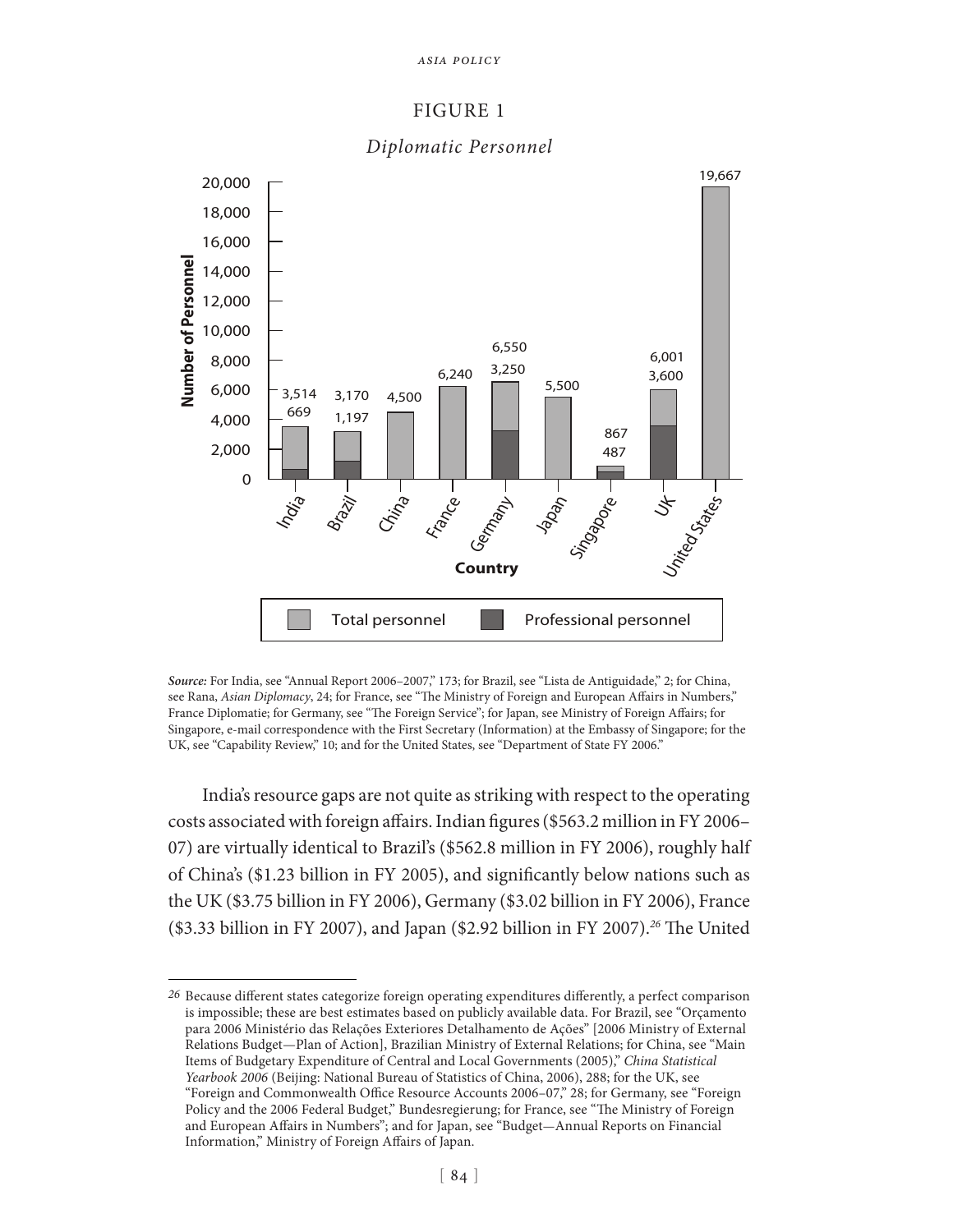FIGURE 1

*Diplomatic Personnel*

| Country | Total personnel | Professional personnel |
| --- | --- | --- |
| India | 3,514 | 669 |
| Brazil | 3,170 | 1,197 |
| China | 4,500 | |
| France | 6,240 | |
| Germany | 6,550 | 3,250 |
| Japan | 5,500 | |
| Singapore | 867 | 487 |
| UK | 6,001 | 3,600 |
| United States | 19,667 | |

***Source:*** For India, see "Annual Report 2006–2007," 173; for Brazil, see "Lista de Antiguidade," 2; for China, see Rana, *Asian Diplomacy*, 24; for France, see "The Ministry of Foreign and European Affairs in Numbers," France Diplomatie; for Germany, see "The Foreign Service"; for Japan, see Ministry of Foreign Affairs; for Singapore, e-mail correspondence with the First Secretary (Information) at the Embassy of Singapore; for the UK, see "Capability Review," 10; and for the United States, see "Department of State FY 2006."

India's resource gaps are not quite as striking with respect to the operating costs associated with foreign affairs. Indian figures ($563.2 million in FY 2006–07) are virtually identical to Brazil's ($562.8 million in FY 2006), roughly half of China's ($1.23 billion in FY 2005), and significantly below nations such as the UK ($3.75 billion in FY 2006), Germany ($3.02 billion in FY 2006), France ($3.33 billion in FY 2007), and Japan ($2.92 billion in FY 2007).[26] The United

[26] Because different states categorize foreign operating expenditures differently, a perfect comparison is impossible; these are best estimates based on publicly available data. For Brazil, see "Orçamento para 2006 Ministério das Relações Exteriores Detalhamento de Ações" [2006 Ministry of External Relations Budget—Plan of Action], Brazilian Ministry of External Relations; for China, see "Main Items of Budgetary Expenditure of Central and Local Governments (2005)," *China Statistical Yearbook 2006* (Beijing: National Bureau of Statistics of China, 2006), 288; for the UK, see "Foreign and Commonwealth Office Resource Accounts 2006–07," 28; for Germany, see "Foreign Policy and the 2006 Federal Budget," Bundesregierung; for France, see "The Ministry of Foreign and European Affairs in Numbers"; and for Japan, see "Budget—Annual Reports on Financial Information," Ministry of Foreign Affairs of Japan.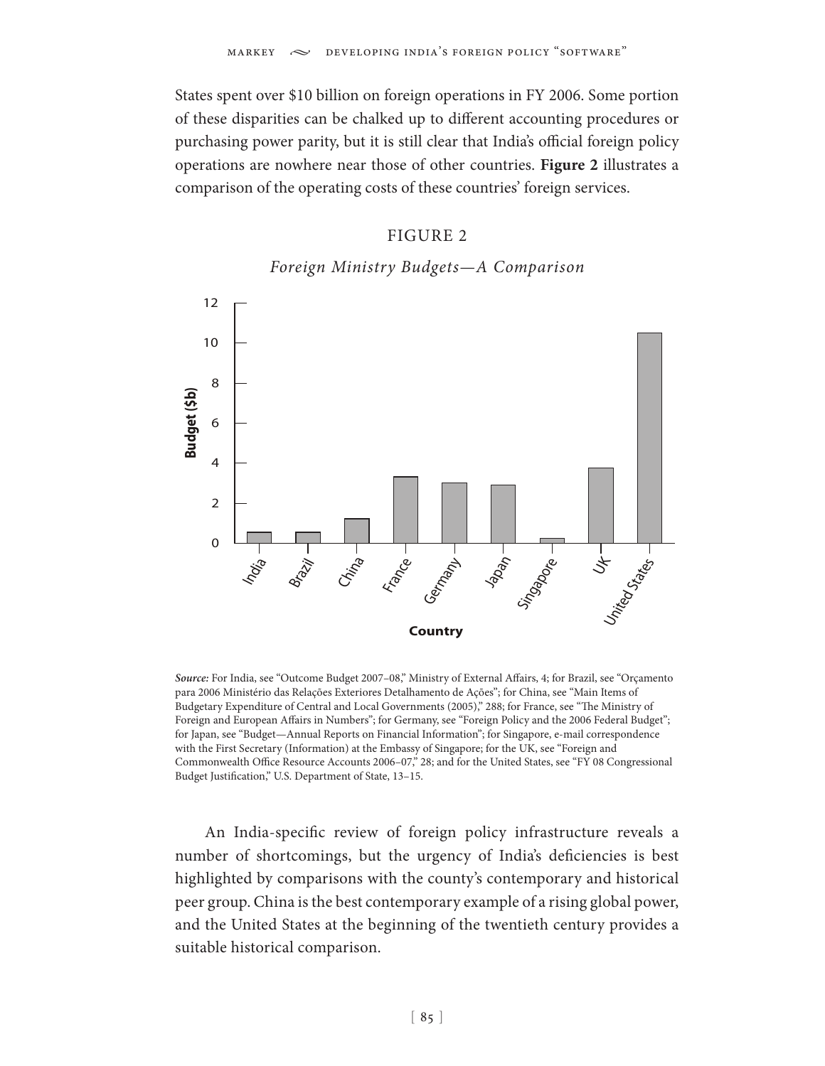States spent over $10 billion on foreign operations in FY 2006. Some portion of these disparities can be chalked up to different accounting procedures or purchasing power parity, but it is still clear that India's official foreign policy operations are nowhere near those of other countries. **Figure 2** illustrates a comparison of the operating costs of these countries' foreign services.

FIGURE 2

*Foreign Ministry Budgets—A Comparison*

*Source:* For India, see "Outcome Budget 2007–08," Ministry of External Affairs, 4; for Brazil, see "Orçamento para 2006 Ministério das Relações Exteriores Detalhamento de Ações"; for China, see "Main Items of Budgetary Expenditure of Central and Local Governments (2005)," 288; for France, see "The Ministry of Foreign and European Affairs in Numbers"; for Germany, see "Foreign Policy and the 2006 Federal Budget"; for Japan, see "Budget—Annual Reports on Financial Information"; for Singapore, e-mail correspondence with the First Secretary (Information) at the Embassy of Singapore; for the UK, see "Foreign and Commonwealth Office Resource Accounts 2006–07," 28; and for the United States, see "FY 08 Congressional Budget Justification," U.S. Department of State, 13–15.

An India-specific review of foreign policy infrastructure reveals a number of shortcomings, but the urgency of India's deficiencies is best highlighted by comparisons with the county's contemporary and historical peer group. China is the best contemporary example of a rising global power, and the United States at the beginning of the twentieth century provides a suitable historical comparison.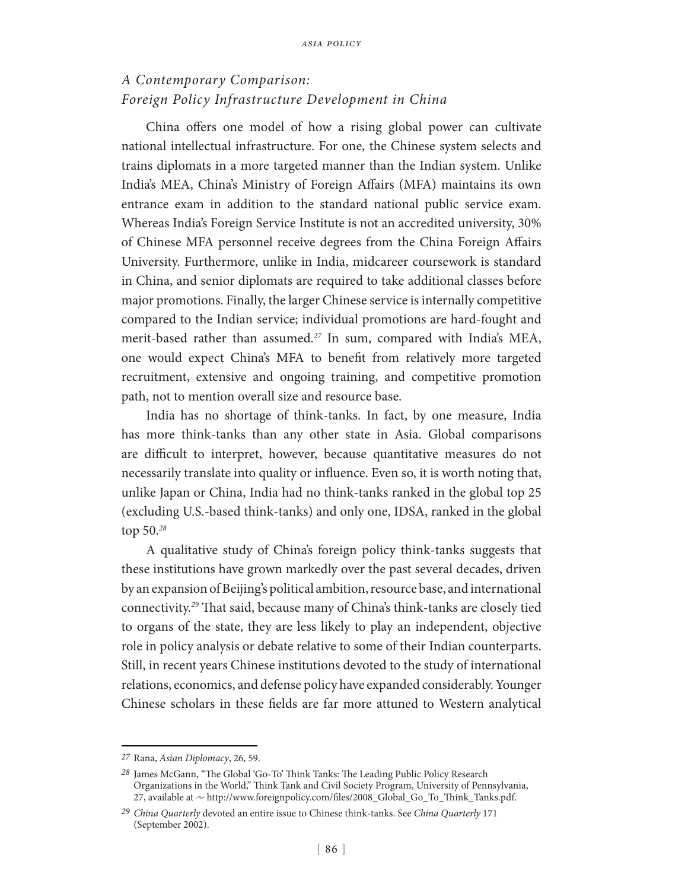### *A Contemporary Comparison: Foreign Policy Infrastructure Development in China*

China offers one model of how a rising global power can cultivate national intellectual infrastructure. For one, the Chinese system selects and trains diplomats in a more targeted manner than the Indian system. Unlike India's MEA, China's Ministry of Foreign Affairs (MFA) maintains its own entrance exam in addition to the standard national public service exam. Whereas India's Foreign Service Institute is not an accredited university, 30% of Chinese MFA personnel receive degrees from the China Foreign Affairs University. Furthermore, unlike in India, midcareer coursework is standard in China, and senior diplomats are required to take additional classes before major promotions. Finally, the larger Chinese service is internally competitive compared to the Indian service; individual promotions are hard-fought and merit-based rather than assumed.[27] In sum, compared with India's MEA, one would expect China's MFA to benefit from relatively more targeted recruitment, extensive and ongoing training, and competitive promotion path, not to mention overall size and resource base.

India has no shortage of think-tanks. In fact, by one measure, India has more think-tanks than any other state in Asia. Global comparisons are difficult to interpret, however, because quantitative measures do not necessarily translate into quality or influence. Even so, it is worth noting that, unlike Japan or China, India had no think-tanks ranked in the global top 25 (excluding U.S.-based think-tanks) and only one, IDSA, ranked in the global top 50.[28]

A qualitative study of China's foreign policy think-tanks suggests that these institutions have grown markedly over the past several decades, driven by an expansion of Beijing's political ambition, resource base, and international connectivity.[29] That said, because many of China's think-tanks are closely tied to organs of the state, they are less likely to play an independent, objective role in policy analysis or debate relative to some of their Indian counterparts. Still, in recent years Chinese institutions devoted to the study of international relations, economics, and defense policy have expanded considerably. Younger Chinese scholars in these fields are far more attuned to Western analytical

---

27 Rana, *Asian Diplomacy*, 26, 59.

28 James McGann, "The Global 'Go-To' Think Tanks: The Leading Public Policy Research Organizations in the World," Think Tank and Civil Society Program, University of Pennsylvania, 27, available at ~ http://www.foreignpolicy.com/files/2008_Global_Go_To_Think_Tanks.pdf.

29 *China Quarterly* devoted an entire issue to Chinese think-tanks. See *China Quarterly* 171 (September 2002).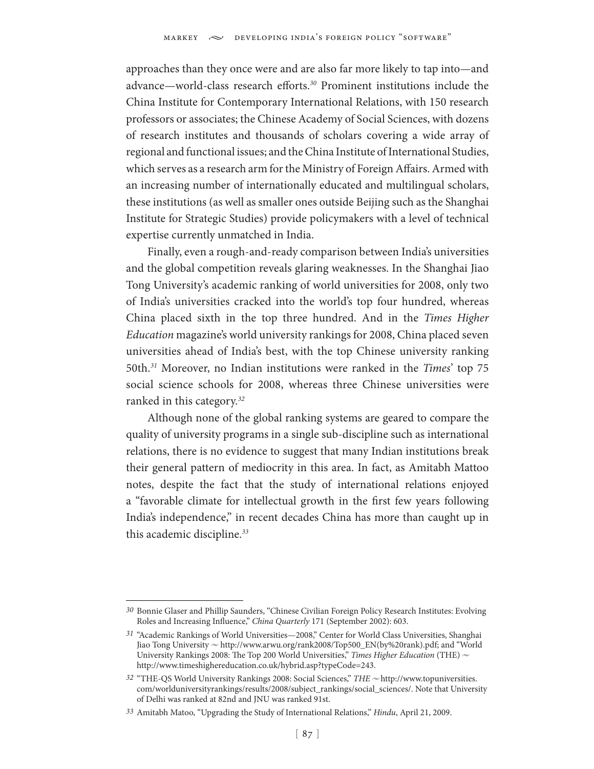approaches than they once were and are also far more likely to tap into—and advance—world-class research efforts.[30] Prominent institutions include the China Institute for Contemporary International Relations, with 150 research professors or associates; the Chinese Academy of Social Sciences, with dozens of research institutes and thousands of scholars covering a wide array of regional and functional issues; and the China Institute of International Studies, which serves as a research arm for the Ministry of Foreign Affairs. Armed with an increasing number of internationally educated and multilingual scholars, these institutions (as well as smaller ones outside Beijing such as the Shanghai Institute for Strategic Studies) provide policymakers with a level of technical expertise currently unmatched in India.

Finally, even a rough-and-ready comparison between India's universities and the global competition reveals glaring weaknesses. In the Shanghai Jiao Tong University's academic ranking of world universities for 2008, only two of India's universities cracked into the world's top four hundred, whereas China placed sixth in the top three hundred. And in the *Times Higher Education* magazine's world university rankings for 2008, China placed seven universities ahead of India's best, with the top Chinese university ranking 50th.[31] Moreover, no Indian institutions were ranked in the *Times*' top 75 social science schools for 2008, whereas three Chinese universities were ranked in this category.[32]

Although none of the global ranking systems are geared to compare the quality of university programs in a single sub-discipline such as international relations, there is no evidence to suggest that many Indian institutions break their general pattern of mediocrity in this area. In fact, as Amitabh Mattoo notes, despite the fact that the study of international relations enjoyed a "favorable climate for intellectual growth in the first few years following India's independence," in recent decades China has more than caught up in this academic discipline.[33]

---

30 Bonnie Glaser and Phillip Saunders, "Chinese Civilian Foreign Policy Research Institutes: Evolving Roles and Increasing Influence," *China Quarterly* 171 (September 2002): 603.

31 "Academic Rankings of World Universities—2008," Center for World Class Universities, Shanghai Jiao Tong University ~ http://www.arwu.org/rank2008/Top500_EN(by%20rank).pdf; and "World University Rankings 2008: The Top 200 World Universities," *Times Higher Education* (THE) ~ http://www.timeshighereducation.co.uk/hybrid.asp?typeCode=243.

32 "THE-QS World University Rankings 2008: Social Sciences," *THE* ~ http://www.topuniversities.com/worlduniversityrankings/results/2008/subject_rankings/social_sciences/. Note that University of Delhi was ranked at 82nd and JNU was ranked 91st.

33 Amitabh Matoo, "Upgrading the Study of International Relations," *Hindu*, April 21, 2009.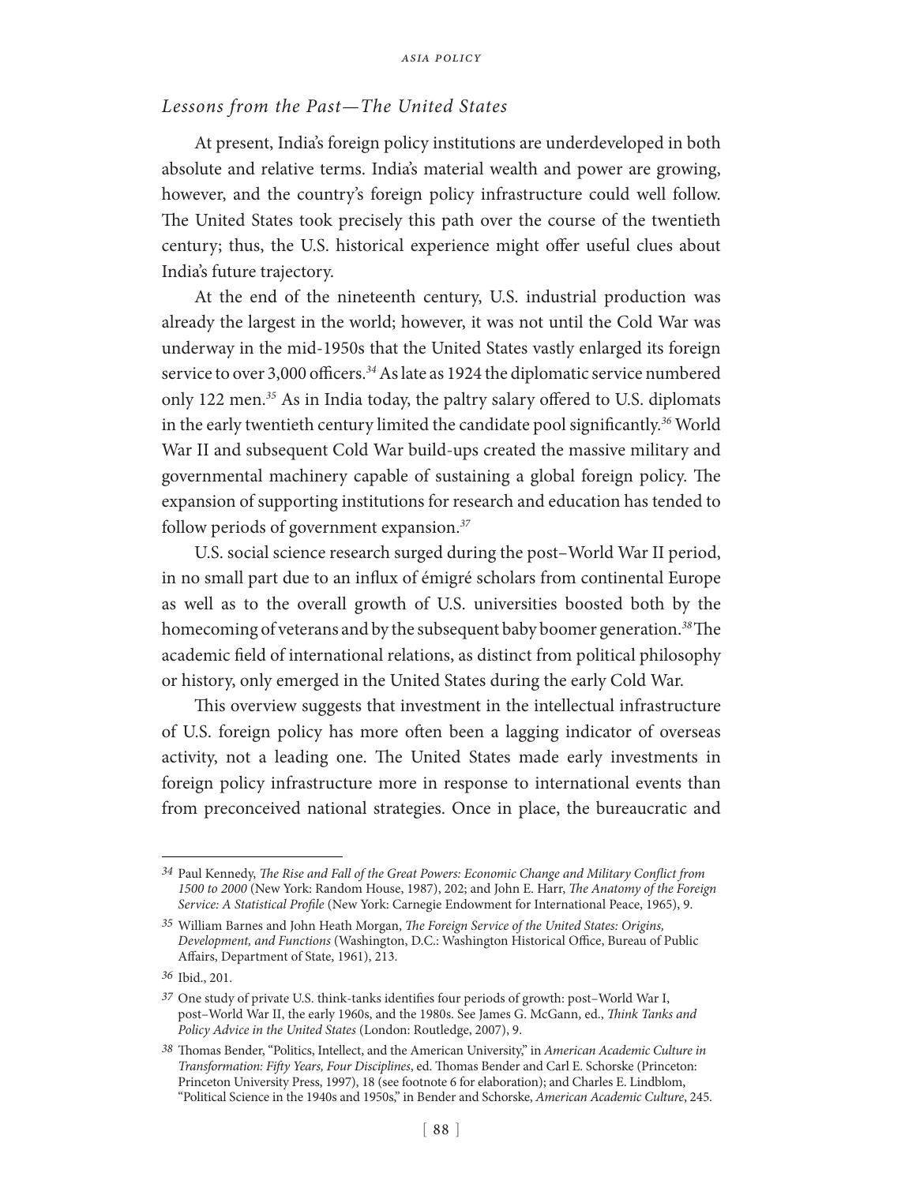### *Lessons from the Past—The United States*

At present, India's foreign policy institutions are underdeveloped in both absolute and relative terms. India's material wealth and power are growing, however, and the country's foreign policy infrastructure could well follow. The United States took precisely this path over the course of the twentieth century; thus, the U.S. historical experience might offer useful clues about India's future trajectory.

At the end of the nineteenth century, U.S. industrial production was already the largest in the world; however, it was not until the Cold War was underway in the mid-1950s that the United States vastly enlarged its foreign service to over 3,000 officers.[34] As late as 1924 the diplomatic service numbered only 122 men.[35] As in India today, the paltry salary offered to U.S. diplomats in the early twentieth century limited the candidate pool significantly.[36] World War II and subsequent Cold War build-ups created the massive military and governmental machinery capable of sustaining a global foreign policy. The expansion of supporting institutions for research and education has tended to follow periods of government expansion.[37]

U.S. social science research surged during the post–World War II period, in no small part due to an influx of émigré scholars from continental Europe as well as to the overall growth of U.S. universities boosted both by the homecoming of veterans and by the subsequent baby boomer generation.[38] The academic field of international relations, as distinct from political philosophy or history, only emerged in the United States during the early Cold War.

This overview suggests that investment in the intellectual infrastructure of U.S. foreign policy has more often been a lagging indicator of overseas activity, not a leading one. The United States made early investments in foreign policy infrastructure more in response to international events than from preconceived national strategies. Once in place, the bureaucratic and

---

34 Paul Kennedy, *The Rise and Fall of the Great Powers: Economic Change and Military Conflict from 1500 to 2000* (New York: Random House, 1987), 202; and John E. Harr, *The Anatomy of the Foreign Service: A Statistical Profile* (New York: Carnegie Endowment for International Peace, 1965), 9.

35 William Barnes and John Heath Morgan, *The Foreign Service of the United States: Origins, Development, and Functions* (Washington, D.C.: Washington Historical Office, Bureau of Public Affairs, Department of State, 1961), 213.

36 Ibid., 201.

37 One study of private U.S. think-tanks identifies four periods of growth: post–World War I, post–World War II, the early 1960s, and the 1980s. See James G. McGann, ed., *Think Tanks and Policy Advice in the United States* (London: Routledge, 2007), 9.

38 Thomas Bender, "Politics, Intellect, and the American University," in *American Academic Culture in Transformation: Fifty Years, Four Disciplines*, ed. Thomas Bender and Carl E. Schorske (Princeton: Princeton University Press, 1997), 18 (see footnote 6 for elaboration); and Charles E. Lindblom, "Political Science in the 1940s and 1950s," in Bender and Schorske, *American Academic Culture*, 245.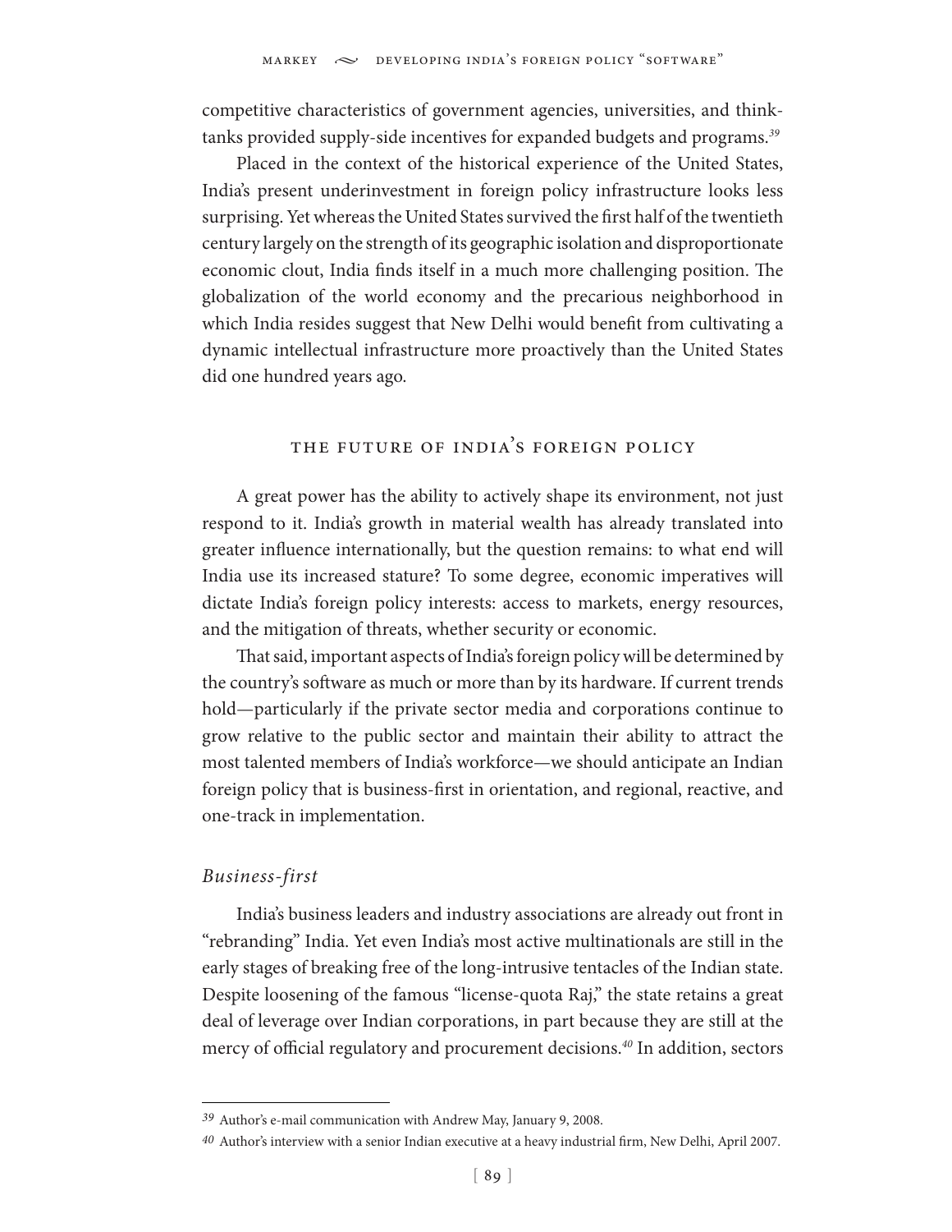competitive characteristics of government agencies, universities, and think-tanks provided supply-side incentives for expanded budgets and programs.[39]

Placed in the context of the historical experience of the United States, India's present underinvestment in foreign policy infrastructure looks less surprising. Yet whereas the United States survived the first half of the twentieth century largely on the strength of its geographic isolation and disproportionate economic clout, India finds itself in a much more challenging position. The globalization of the world economy and the precarious neighborhood in which India resides suggest that New Delhi would benefit from cultivating a dynamic intellectual infrastructure more proactively than the United States did one hundred years ago.

## The Future of India's Foreign Policy

A great power has the ability to actively shape its environment, not just respond to it. India's growth in material wealth has already translated into greater influence internationally, but the question remains: to what end will India use its increased stature? To some degree, economic imperatives will dictate India's foreign policy interests: access to markets, energy resources, and the mitigation of threats, whether security or economic.

That said, important aspects of India's foreign policy will be determined by the country's software as much or more than by its hardware. If current trends hold—particularly if the private sector media and corporations continue to grow relative to the public sector and maintain their ability to attract the most talented members of India's workforce—we should anticipate an Indian foreign policy that is business-first in orientation, and regional, reactive, and one-track in implementation.

### *Business-first*

India's business leaders and industry associations are already out front in "rebranding" India. Yet even India's most active multinationals are still in the early stages of breaking free of the long-intrusive tentacles of the Indian state. Despite loosening of the famous "license-quota Raj," the state retains a great deal of leverage over Indian corporations, in part because they are still at the mercy of official regulatory and procurement decisions.[40] In addition, sectors

---

[39] Author's e-mail communication with Andrew May, January 9, 2008.

[40] Author's interview with a senior Indian executive at a heavy industrial firm, New Delhi, April 2007.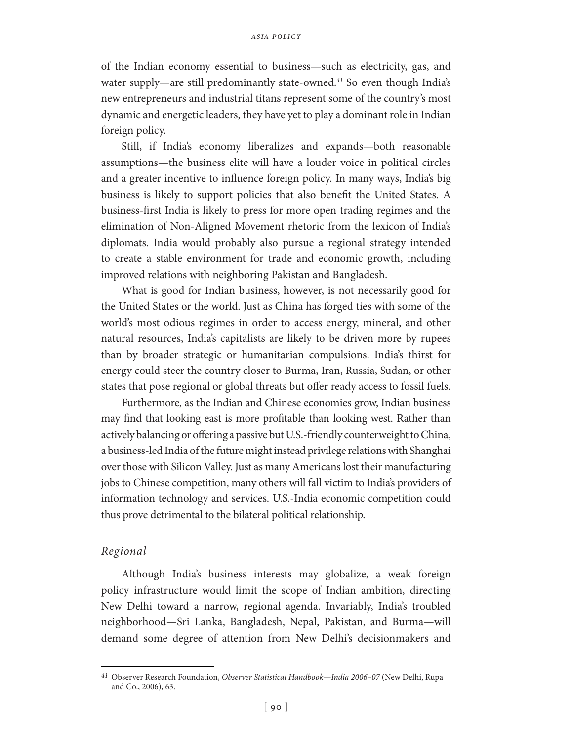of the Indian economy essential to business—such as electricity, gas, and water supply—are still predominantly state-owned.[41] So even though India's new entrepreneurs and industrial titans represent some of the country's most dynamic and energetic leaders, they have yet to play a dominant role in Indian foreign policy.

Still, if India's economy liberalizes and expands—both reasonable assumptions—the business elite will have a louder voice in political circles and a greater incentive to influence foreign policy. In many ways, India's big business is likely to support policies that also benefit the United States. A business-first India is likely to press for more open trading regimes and the elimination of Non-Aligned Movement rhetoric from the lexicon of India's diplomats. India would probably also pursue a regional strategy intended to create a stable environment for trade and economic growth, including improved relations with neighboring Pakistan and Bangladesh.

What is good for Indian business, however, is not necessarily good for the United States or the world. Just as China has forged ties with some of the world's most odious regimes in order to access energy, mineral, and other natural resources, India's capitalists are likely to be driven more by rupees than by broader strategic or humanitarian compulsions. India's thirst for energy could steer the country closer to Burma, Iran, Russia, Sudan, or other states that pose regional or global threats but offer ready access to fossil fuels.

Furthermore, as the Indian and Chinese economies grow, Indian business may find that looking east is more profitable than looking west. Rather than actively balancing or offering a passive but U.S.-friendly counterweight to China, a business-led India of the future might instead privilege relations with Shanghai over those with Silicon Valley. Just as many Americans lost their manufacturing jobs to Chinese competition, many others will fall victim to India's providers of information technology and services. U.S.-India economic competition could thus prove detrimental to the bilateral political relationship.

### *Regional*

Although India's business interests may globalize, a weak foreign policy infrastructure would limit the scope of Indian ambition, directing New Delhi toward a narrow, regional agenda. Invariably, India's troubled neighborhood—Sri Lanka, Bangladesh, Nepal, Pakistan, and Burma—will demand some degree of attention from New Delhi's decisionmakers and

---

[41] Observer Research Foundation, *Observer Statistical Handbook—India 2006–07* (New Delhi, Rupa and Co., 2006), 63.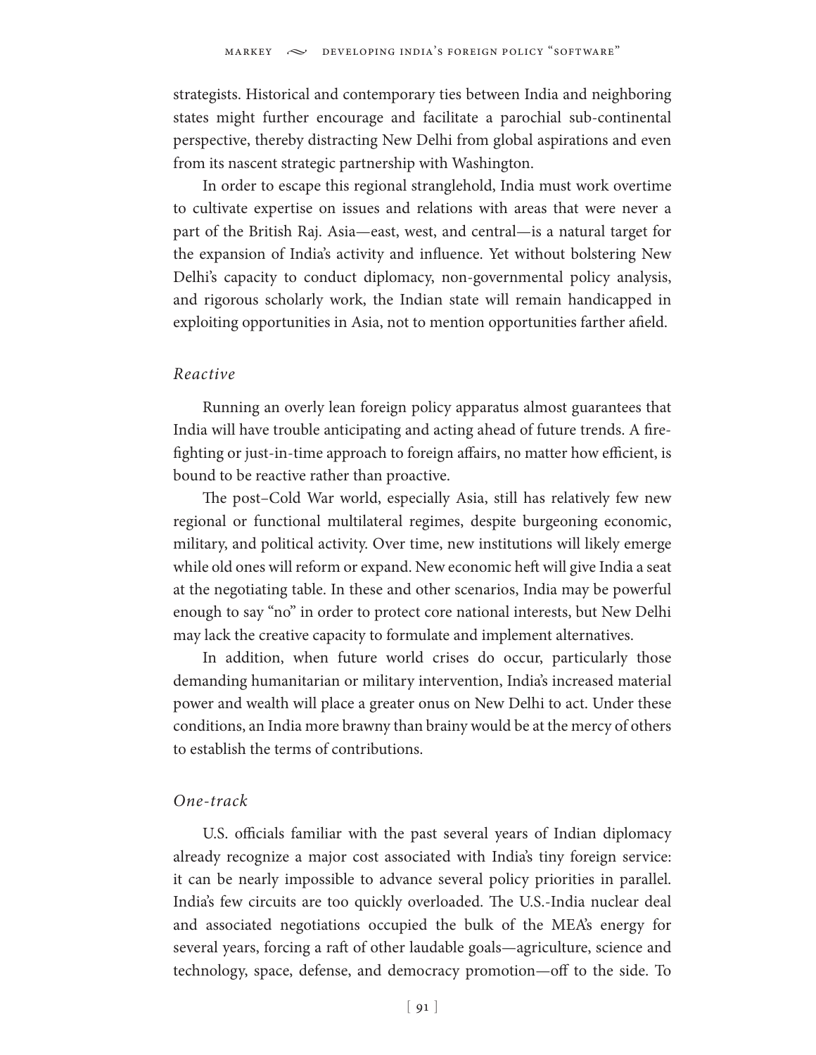strategists. Historical and contemporary ties between India and neighboring states might further encourage and facilitate a parochial sub-continental perspective, thereby distracting New Delhi from global aspirations and even from its nascent strategic partnership with Washington.

In order to escape this regional stranglehold, India must work overtime to cultivate expertise on issues and relations with areas that were never a part of the British Raj. Asia—east, west, and central—is a natural target for the expansion of India's activity and influence. Yet without bolstering New Delhi's capacity to conduct diplomacy, non-governmental policy analysis, and rigorous scholarly work, the Indian state will remain handicapped in exploiting opportunities in Asia, not to mention opportunities farther afield.

### *Reactive*

Running an overly lean foreign policy apparatus almost guarantees that India will have trouble anticipating and acting ahead of future trends. A firefighting or just-in-time approach to foreign affairs, no matter how efficient, is bound to be reactive rather than proactive.

The post–Cold War world, especially Asia, still has relatively few new regional or functional multilateral regimes, despite burgeoning economic, military, and political activity. Over time, new institutions will likely emerge while old ones will reform or expand. New economic heft will give India a seat at the negotiating table. In these and other scenarios, India may be powerful enough to say "no" in order to protect core national interests, but New Delhi may lack the creative capacity to formulate and implement alternatives.

In addition, when future world crises do occur, particularly those demanding humanitarian or military intervention, India's increased material power and wealth will place a greater onus on New Delhi to act. Under these conditions, an India more brawny than brainy would be at the mercy of others to establish the terms of contributions.

### *One-track*

U.S. officials familiar with the past several years of Indian diplomacy already recognize a major cost associated with India's tiny foreign service: it can be nearly impossible to advance several policy priorities in parallel. India's few circuits are too quickly overloaded. The U.S.-India nuclear deal and associated negotiations occupied the bulk of the MEA's energy for several years, forcing a raft of other laudable goals—agriculture, science and technology, space, defense, and democracy promotion—off to the side. To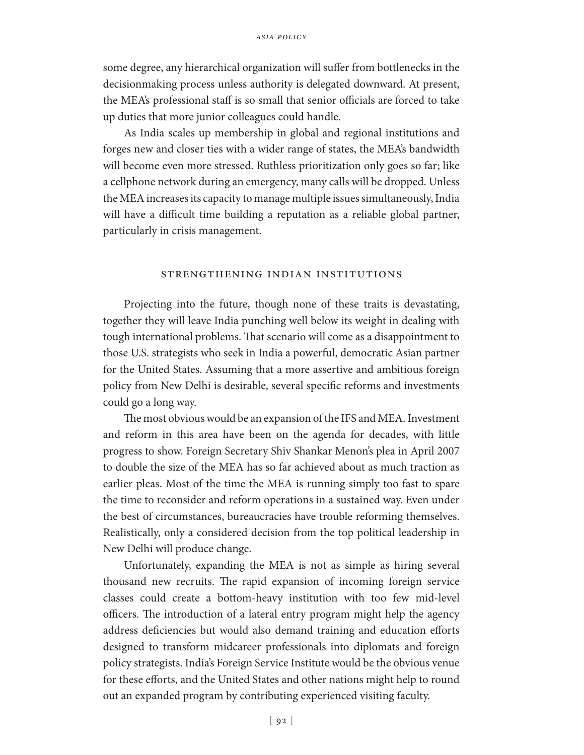some degree, any hierarchical organization will suffer from bottlenecks in the decisionmaking process unless authority is delegated downward. At present, the MEA's professional staff is so small that senior officials are forced to take up duties that more junior colleagues could handle.

As India scales up membership in global and regional institutions and forges new and closer ties with a wider range of states, the MEA's bandwidth will become even more stressed. Ruthless prioritization only goes so far; like a cellphone network during an emergency, many calls will be dropped. Unless the MEA increases its capacity to manage multiple issues simultaneously, India will have a difficult time building a reputation as a reliable global partner, particularly in crisis management.

## Strengthening Indian Institutions

Projecting into the future, though none of these traits is devastating, together they will leave India punching well below its weight in dealing with tough international problems. That scenario will come as a disappointment to those U.S. strategists who seek in India a powerful, democratic Asian partner for the United States. Assuming that a more assertive and ambitious foreign policy from New Delhi is desirable, several specific reforms and investments could go a long way.

The most obvious would be an expansion of the IFS and MEA. Investment and reform in this area have been on the agenda for decades, with little progress to show. Foreign Secretary Shiv Shankar Menon's plea in April 2007 to double the size of the MEA has so far achieved about as much traction as earlier pleas. Most of the time the MEA is running simply too fast to spare the time to reconsider and reform operations in a sustained way. Even under the best of circumstances, bureaucracies have trouble reforming themselves. Realistically, only a considered decision from the top political leadership in New Delhi will produce change.

Unfortunately, expanding the MEA is not as simple as hiring several thousand new recruits. The rapid expansion of incoming foreign service classes could create a bottom-heavy institution with too few mid-level officers. The introduction of a lateral entry program might help the agency address deficiencies but would also demand training and education efforts designed to transform midcareer professionals into diplomats and foreign policy strategists. India's Foreign Service Institute would be the obvious venue for these efforts, and the United States and other nations might help to round out an expanded program by contributing experienced visiting faculty.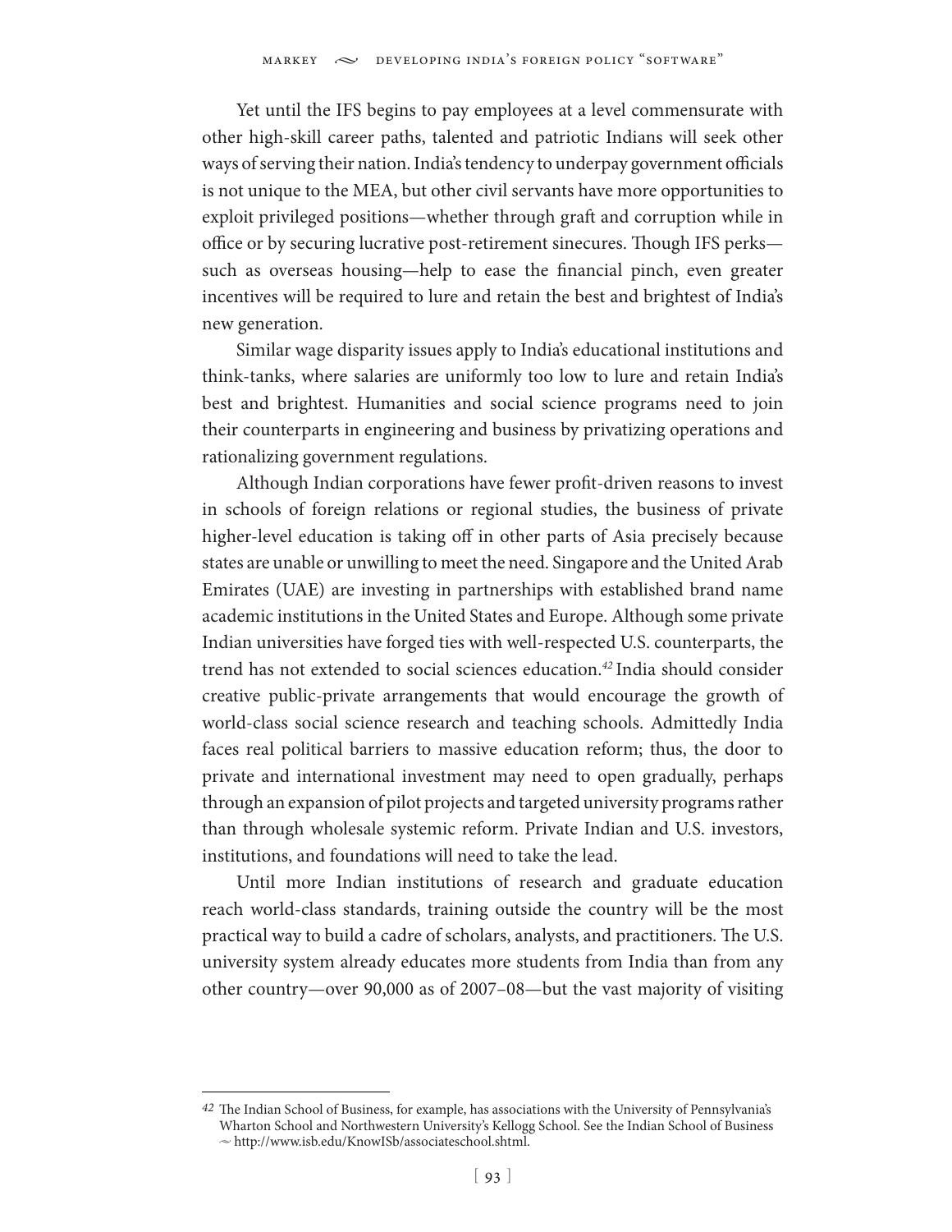Yet until the IFS begins to pay employees at a level commensurate with other high-skill career paths, talented and patriotic Indians will seek other ways of serving their nation. India's tendency to underpay government officials is not unique to the MEA, but other civil servants have more opportunities to exploit privileged positions—whether through graft and corruption while in office or by securing lucrative post-retirement sinecures. Though IFS perks—such as overseas housing—help to ease the financial pinch, even greater incentives will be required to lure and retain the best and brightest of India's new generation.

Similar wage disparity issues apply to India's educational institutions and think-tanks, where salaries are uniformly too low to lure and retain India's best and brightest. Humanities and social science programs need to join their counterparts in engineering and business by privatizing operations and rationalizing government regulations.

Although Indian corporations have fewer profit-driven reasons to invest in schools of foreign relations or regional studies, the business of private higher-level education is taking off in other parts of Asia precisely because states are unable or unwilling to meet the need. Singapore and the United Arab Emirates (UAE) are investing in partnerships with established brand name academic institutions in the United States and Europe. Although some private Indian universities have forged ties with well-respected U.S. counterparts, the trend has not extended to social sciences education.[42] India should consider creative public-private arrangements that would encourage the growth of world-class social science research and teaching schools. Admittedly India faces real political barriers to massive education reform; thus, the door to private and international investment may need to open gradually, perhaps through an expansion of pilot projects and targeted university programs rather than through wholesale systemic reform. Private Indian and U.S. investors, institutions, and foundations will need to take the lead.

Until more Indian institutions of research and graduate education reach world-class standards, training outside the country will be the most practical way to build a cadre of scholars, analysts, and practitioners. The U.S. university system already educates more students from India than from any other country—over 90,000 as of 2007–08—but the vast majority of visiting

[42] The Indian School of Business, for example, has associations with the University of Pennsylvania's Wharton School and Northwestern University's Kellogg School. See the Indian School of Business ~ http://www.isb.edu/KnowISb/associateschool.shtml.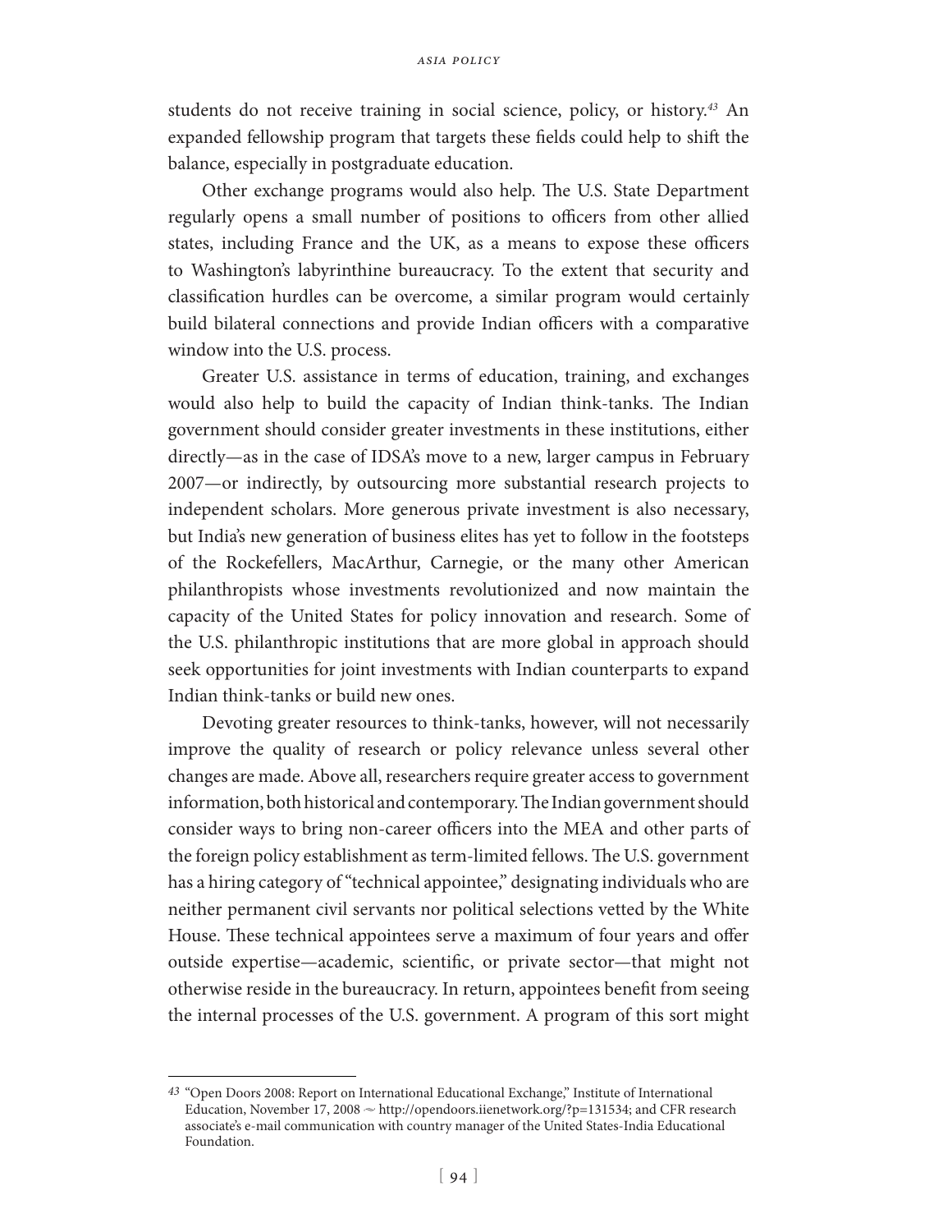students do not receive training in social science, policy, or history.[43] An expanded fellowship program that targets these fields could help to shift the balance, especially in postgraduate education.

Other exchange programs would also help. The U.S. State Department regularly opens a small number of positions to officers from other allied states, including France and the UK, as a means to expose these officers to Washington's labyrinthine bureaucracy. To the extent that security and classification hurdles can be overcome, a similar program would certainly build bilateral connections and provide Indian officers with a comparative window into the U.S. process.

Greater U.S. assistance in terms of education, training, and exchanges would also help to build the capacity of Indian think-tanks. The Indian government should consider greater investments in these institutions, either directly—as in the case of IDSA's move to a new, larger campus in February 2007—or indirectly, by outsourcing more substantial research projects to independent scholars. More generous private investment is also necessary, but India's new generation of business elites has yet to follow in the footsteps of the Rockefellers, MacArthur, Carnegie, or the many other American philanthropists whose investments revolutionized and now maintain the capacity of the United States for policy innovation and research. Some of the U.S. philanthropic institutions that are more global in approach should seek opportunities for joint investments with Indian counterparts to expand Indian think-tanks or build new ones.

Devoting greater resources to think-tanks, however, will not necessarily improve the quality of research or policy relevance unless several other changes are made. Above all, researchers require greater access to government information, both historical and contemporary. The Indian government should consider ways to bring non-career officers into the MEA and other parts of the foreign policy establishment as term-limited fellows. The U.S. government has a hiring category of "technical appointee," designating individuals who are neither permanent civil servants nor political selections vetted by the White House. These technical appointees serve a maximum of four years and offer outside expertise—academic, scientific, or private sector—that might not otherwise reside in the bureaucracy. In return, appointees benefit from seeing the internal processes of the U.S. government. A program of this sort might

---

43 "Open Doors 2008: Report on International Educational Exchange," Institute of International Education, November 17, 2008 ~ http://opendoors.iienetwork.org/?p=131534; and CFR research associate's e-mail communication with country manager of the United States-India Educational Foundation.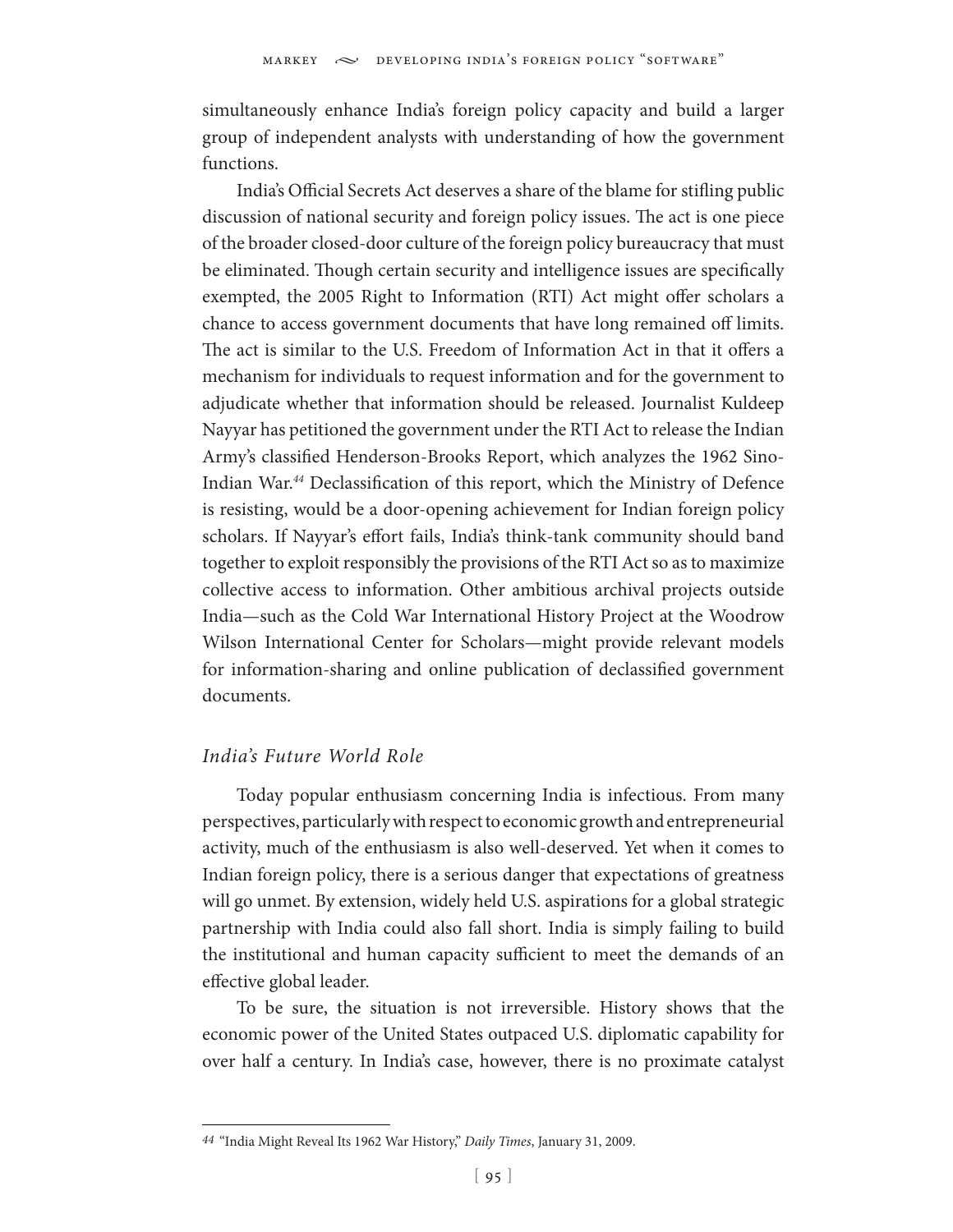simultaneously enhance India's foreign policy capacity and build a larger group of independent analysts with understanding of how the government functions.

India's Official Secrets Act deserves a share of the blame for stifling public discussion of national security and foreign policy issues. The act is one piece of the broader closed-door culture of the foreign policy bureaucracy that must be eliminated. Though certain security and intelligence issues are specifically exempted, the 2005 Right to Information (RTI) Act might offer scholars a chance to access government documents that have long remained off limits. The act is similar to the U.S. Freedom of Information Act in that it offers a mechanism for individuals to request information and for the government to adjudicate whether that information should be released. Journalist Kuldeep Nayyar has petitioned the government under the RTI Act to release the Indian Army's classified Henderson-Brooks Report, which analyzes the 1962 Sino-Indian War.[44] Declassification of this report, which the Ministry of Defence is resisting, would be a door-opening achievement for Indian foreign policy scholars. If Nayyar's effort fails, India's think-tank community should band together to exploit responsibly the provisions of the RTI Act so as to maximize collective access to information. Other ambitious archival projects outside India—such as the Cold War International History Project at the Woodrow Wilson International Center for Scholars—might provide relevant models for information-sharing and online publication of declassified government documents.

### *India's Future World Role*

Today popular enthusiasm concerning India is infectious. From many perspectives, particularly with respect to economic growth and entrepreneurial activity, much of the enthusiasm is also well-deserved. Yet when it comes to Indian foreign policy, there is a serious danger that expectations of greatness will go unmet. By extension, widely held U.S. aspirations for a global strategic partnership with India could also fall short. India is simply failing to build the institutional and human capacity sufficient to meet the demands of an effective global leader.

To be sure, the situation is not irreversible. History shows that the economic power of the United States outpaced U.S. diplomatic capability for over half a century. In India's case, however, there is no proximate catalyst

---

[44] "India Might Reveal Its 1962 War History," *Daily Times*, January 31, 2009.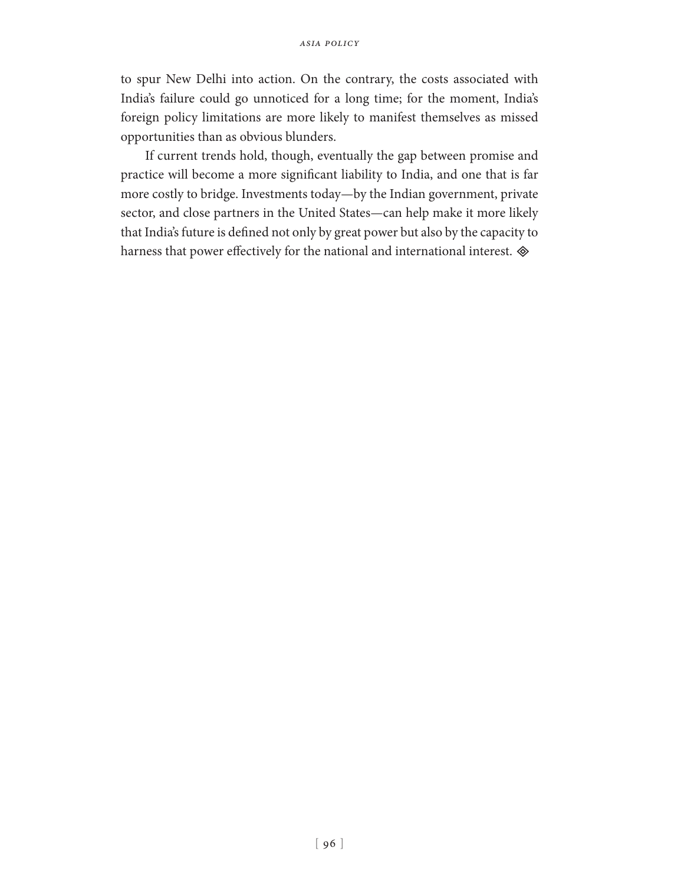to spur New Delhi into action. On the contrary, the costs associated with India's failure could go unnoticed for a long time; for the moment, India's foreign policy limitations are more likely to manifest themselves as missed opportunities than as obvious blunders.

If current trends hold, though, eventually the gap between promise and practice will become a more significant liability to India, and one that is far more costly to bridge. Investments today—by the Indian government, private sector, and close partners in the United States—can help make it more likely that India's future is defined not only by great power but also by the capacity to harness that power effectively for the national and international interest. ◈